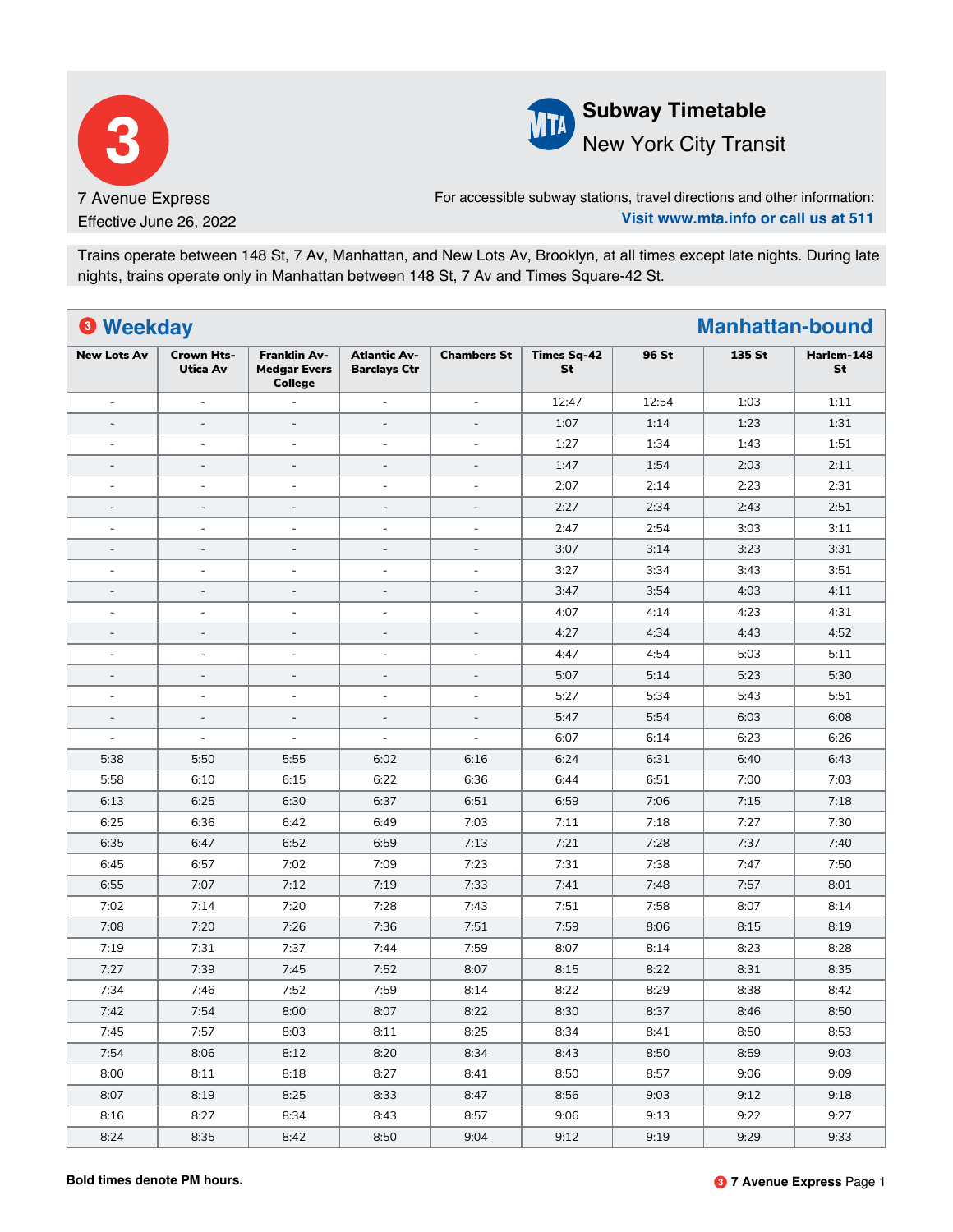# 3

7 Avenue Express

Effective June 26, 2022

**Subway Timetable**

New York City Transit

For accessible subway stations, travel directions and other information:
**Visit www.mta.info or call us at 511**

Trains operate between 148 St, 7 Av, Manhattan, and New Lots Av, Brooklyn, at all times except late nights. During late nights, trains operate only in Manhattan between 148 St, 7 Av and Times Square-42 St.

## 3 Weekday — Manhattan-bound

| New Lots Av | Crown Hts-Utica Av | Franklin Av-Medgar Evers College | Atlantic Av-Barclays Ctr | Chambers St | Times Sq-42 St | 96 St | 135 St | Harlem-148 St |
|---|---|---|---|---|---|---|---|---|
| - | - | - | - | - | 12:47 | 12:54 | 1:03 | 1:11 |
| - | - | - | - | - | 1:07 | 1:14 | 1:23 | 1:31 |
| - | - | - | - | - | 1:27 | 1:34 | 1:43 | 1:51 |
| - | - | - | - | - | 1:47 | 1:54 | 2:03 | 2:11 |
| - | - | - | - | - | 2:07 | 2:14 | 2:23 | 2:31 |
| - | - | - | - | - | 2:27 | 2:34 | 2:43 | 2:51 |
| - | - | - | - | - | 2:47 | 2:54 | 3:03 | 3:11 |
| - | - | - | - | - | 3:07 | 3:14 | 3:23 | 3:31 |
| - | - | - | - | - | 3:27 | 3:34 | 3:43 | 3:51 |
| - | - | - | - | - | 3:47 | 3:54 | 4:03 | 4:11 |
| - | - | - | - | - | 4:07 | 4:14 | 4:23 | 4:31 |
| - | - | - | - | - | 4:27 | 4:34 | 4:43 | 4:52 |
| - | - | - | - | - | 4:47 | 4:54 | 5:03 | 5:11 |
| - | - | - | - | - | 5:07 | 5:14 | 5:23 | 5:30 |
| - | - | - | - | - | 5:27 | 5:34 | 5:43 | 5:51 |
| - | - | - | - | - | 5:47 | 5:54 | 6:03 | 6:08 |
| - | - | - | - | - | 6:07 | 6:14 | 6:23 | 6:26 |
| 5:38 | 5:50 | 5:55 | 6:02 | 6:16 | 6:24 | 6:31 | 6:40 | 6:43 |
| 5:58 | 6:10 | 6:15 | 6:22 | 6:36 | 6:44 | 6:51 | 7:00 | 7:03 |
| 6:13 | 6:25 | 6:30 | 6:37 | 6:51 | 6:59 | 7:06 | 7:15 | 7:18 |
| 6:25 | 6:36 | 6:42 | 6:49 | 7:03 | 7:11 | 7:18 | 7:27 | 7:30 |
| 6:35 | 6:47 | 6:52 | 6:59 | 7:13 | 7:21 | 7:28 | 7:37 | 7:40 |
| 6:45 | 6:57 | 7:02 | 7:09 | 7:23 | 7:31 | 7:38 | 7:47 | 7:50 |
| 6:55 | 7:07 | 7:12 | 7:19 | 7:33 | 7:41 | 7:48 | 7:57 | 8:01 |
| 7:02 | 7:14 | 7:20 | 7:28 | 7:43 | 7:51 | 7:58 | 8:07 | 8:14 |
| 7:08 | 7:20 | 7:26 | 7:36 | 7:51 | 7:59 | 8:06 | 8:15 | 8:19 |
| 7:19 | 7:31 | 7:37 | 7:44 | 7:59 | 8:07 | 8:14 | 8:23 | 8:28 |
| 7:27 | 7:39 | 7:45 | 7:52 | 8:07 | 8:15 | 8:22 | 8:31 | 8:35 |
| 7:34 | 7:46 | 7:52 | 7:59 | 8:14 | 8:22 | 8:29 | 8:38 | 8:42 |
| 7:42 | 7:54 | 8:00 | 8:07 | 8:22 | 8:30 | 8:37 | 8:46 | 8:50 |
| 7:45 | 7:57 | 8:03 | 8:11 | 8:25 | 8:34 | 8:41 | 8:50 | 8:53 |
| 7:54 | 8:06 | 8:12 | 8:20 | 8:34 | 8:43 | 8:50 | 8:59 | 9:03 |
| 8:00 | 8:11 | 8:18 | 8:27 | 8:41 | 8:50 | 8:57 | 9:06 | 9:09 |
| 8:07 | 8:19 | 8:25 | 8:33 | 8:47 | 8:56 | 9:03 | 9:12 | 9:18 |
| 8:16 | 8:27 | 8:34 | 8:43 | 8:57 | 9:06 | 9:13 | 9:22 | 9:27 |
| 8:24 | 8:35 | 8:42 | 8:50 | 9:04 | 9:12 | 9:19 | 9:29 | 9:33 |

**Bold times denote PM hours.**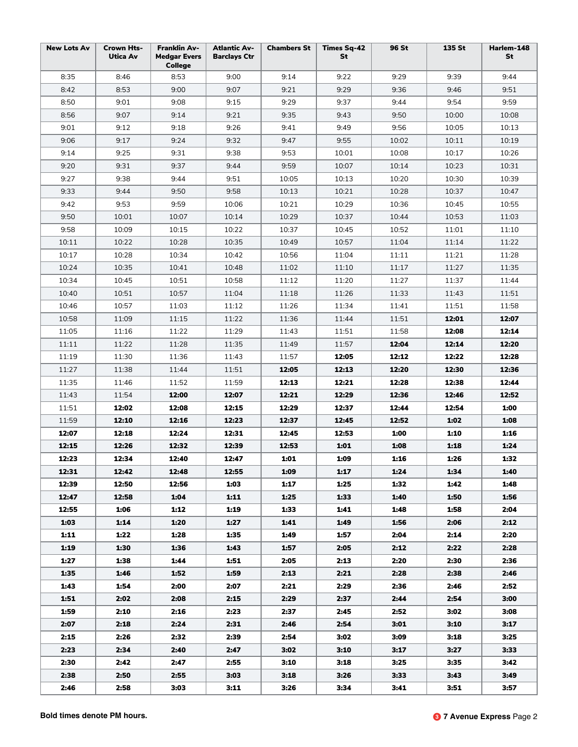| New Lots Av | Crown Hts-Utica Av | Franklin Av-Medgar Evers College | Atlantic Av-Barclays Ctr | Chambers St | Times Sq-42 St | 96 St | 135 St | Harlem-148 St |
|---|---|---|---|---|---|---|---|---|
| 8:35 | 8:46 | 8:53 | 9:00 | 9:14 | 9:22 | 9:29 | 9:39 | 9:44 |
| 8:42 | 8:53 | 9:00 | 9:07 | 9:21 | 9:29 | 9:36 | 9:46 | 9:51 |
| 8:50 | 9:01 | 9:08 | 9:15 | 9:29 | 9:37 | 9:44 | 9:54 | 9:59 |
| 8:56 | 9:07 | 9:14 | 9:21 | 9:35 | 9:43 | 9:50 | 10:00 | 10:08 |
| 9:01 | 9:12 | 9:18 | 9:26 | 9:41 | 9:49 | 9:56 | 10:05 | 10:13 |
| 9:06 | 9:17 | 9:24 | 9:32 | 9:47 | 9:55 | 10:02 | 10:11 | 10:19 |
| 9:14 | 9:25 | 9:31 | 9:38 | 9:53 | 10:01 | 10:08 | 10:17 | 10:26 |
| 9:20 | 9:31 | 9:37 | 9:44 | 9:59 | 10:07 | 10:14 | 10:23 | 10:31 |
| 9:27 | 9:38 | 9:44 | 9:51 | 10:05 | 10:13 | 10:20 | 10:30 | 10:39 |
| 9:33 | 9:44 | 9:50 | 9:58 | 10:13 | 10:21 | 10:28 | 10:37 | 10:47 |
| 9:42 | 9:53 | 9:59 | 10:06 | 10:21 | 10:29 | 10:36 | 10:45 | 10:55 |
| 9:50 | 10:01 | 10:07 | 10:14 | 10:29 | 10:37 | 10:44 | 10:53 | 11:03 |
| 9:58 | 10:09 | 10:15 | 10:22 | 10:37 | 10:45 | 10:52 | 11:01 | 11:10 |
| 10:11 | 10:22 | 10:28 | 10:35 | 10:49 | 10:57 | 11:04 | 11:14 | 11:22 |
| 10:17 | 10:28 | 10:34 | 10:42 | 10:56 | 11:04 | 11:11 | 11:21 | 11:28 |
| 10:24 | 10:35 | 10:41 | 10:48 | 11:02 | 11:10 | 11:17 | 11:27 | 11:35 |
| 10:34 | 10:45 | 10:51 | 10:58 | 11:12 | 11:20 | 11:27 | 11:37 | 11:44 |
| 10:40 | 10:51 | 10:57 | 11:04 | 11:18 | 11:26 | 11:33 | 11:43 | 11:51 |
| 10:46 | 10:57 | 11:03 | 11:12 | 11:26 | 11:34 | 11:41 | 11:51 | 11:58 |
| 10:58 | 11:09 | 11:15 | 11:22 | 11:36 | 11:44 | 11:51 | **12:01** | **12:07** |
| 11:05 | 11:16 | 11:22 | 11:29 | 11:43 | 11:51 | 11:58 | **12:08** | **12:14** |
| 11:11 | 11:22 | 11:28 | 11:35 | 11:49 | 11:57 | **12:04** | **12:14** | **12:20** |
| 11:19 | 11:30 | 11:36 | 11:43 | 11:57 | **12:05** | **12:12** | **12:22** | **12:28** |
| 11:27 | 11:38 | 11:44 | 11:51 | **12:05** | **12:13** | **12:20** | **12:30** | **12:36** |
| 11:35 | 11:46 | 11:52 | 11:59 | **12:13** | **12:21** | **12:28** | **12:38** | **12:44** |
| 11:43 | 11:54 | **12:00** | **12:07** | **12:21** | **12:29** | **12:36** | **12:46** | **12:52** |
| 11:51 | **12:02** | **12:08** | **12:15** | **12:29** | **12:37** | **12:44** | **12:54** | **1:00** |
| 11:59 | **12:10** | **12:16** | **12:23** | **12:37** | **12:45** | **12:52** | **1:02** | **1:08** |
| **12:07** | **12:18** | **12:24** | **12:31** | **12:45** | **12:53** | **1:00** | **1:10** | **1:16** |
| **12:15** | **12:26** | **12:32** | **12:39** | **12:53** | **1:01** | **1:08** | **1:18** | **1:24** |
| **12:23** | **12:34** | **12:40** | **12:47** | **1:01** | **1:09** | **1:16** | **1:26** | **1:32** |
| **12:31** | **12:42** | **12:48** | **12:55** | **1:09** | **1:17** | **1:24** | **1:34** | **1:40** |
| **12:39** | **12:50** | **12:56** | **1:03** | **1:17** | **1:25** | **1:32** | **1:42** | **1:48** |
| **12:47** | **12:58** | **1:04** | **1:11** | **1:25** | **1:33** | **1:40** | **1:50** | **1:56** |
| **12:55** | **1:06** | **1:12** | **1:19** | **1:33** | **1:41** | **1:48** | **1:58** | **2:04** |
| **1:03** | **1:14** | **1:20** | **1:27** | **1:41** | **1:49** | **1:56** | **2:06** | **2:12** |
| **1:11** | **1:22** | **1:28** | **1:35** | **1:49** | **1:57** | **2:04** | **2:14** | **2:20** |
| **1:19** | **1:30** | **1:36** | **1:43** | **1:57** | **2:05** | **2:12** | **2:22** | **2:28** |
| **1:27** | **1:38** | **1:44** | **1:51** | **2:05** | **2:13** | **2:20** | **2:30** | **2:36** |
| **1:35** | **1:46** | **1:52** | **1:59** | **2:13** | **2:21** | **2:28** | **2:38** | **2:46** |
| **1:43** | **1:54** | **2:00** | **2:07** | **2:21** | **2:29** | **2:36** | **2:46** | **2:52** |
| **1:51** | **2:02** | **2:08** | **2:15** | **2:29** | **2:37** | **2:44** | **2:54** | **3:00** |
| **1:59** | **2:10** | **2:16** | **2:23** | **2:37** | **2:45** | **2:52** | **3:02** | **3:08** |
| **2:07** | **2:18** | **2:24** | **2:31** | **2:46** | **2:54** | **3:01** | **3:10** | **3:17** |
| **2:15** | **2:26** | **2:32** | **2:39** | **2:54** | **3:02** | **3:09** | **3:18** | **3:25** |
| **2:23** | **2:34** | **2:40** | **2:47** | **3:02** | **3:10** | **3:17** | **3:27** | **3:33** |
| **2:30** | **2:42** | **2:47** | **2:55** | **3:10** | **3:18** | **3:25** | **3:35** | **3:42** |
| **2:38** | **2:50** | **2:55** | **3:03** | **3:18** | **3:26** | **3:33** | **3:43** | **3:49** |
| **2:46** | **2:58** | **3:03** | **3:11** | **3:26** | **3:34** | **3:41** | **3:51** | **3:57** |

**Bold times denote PM hours.**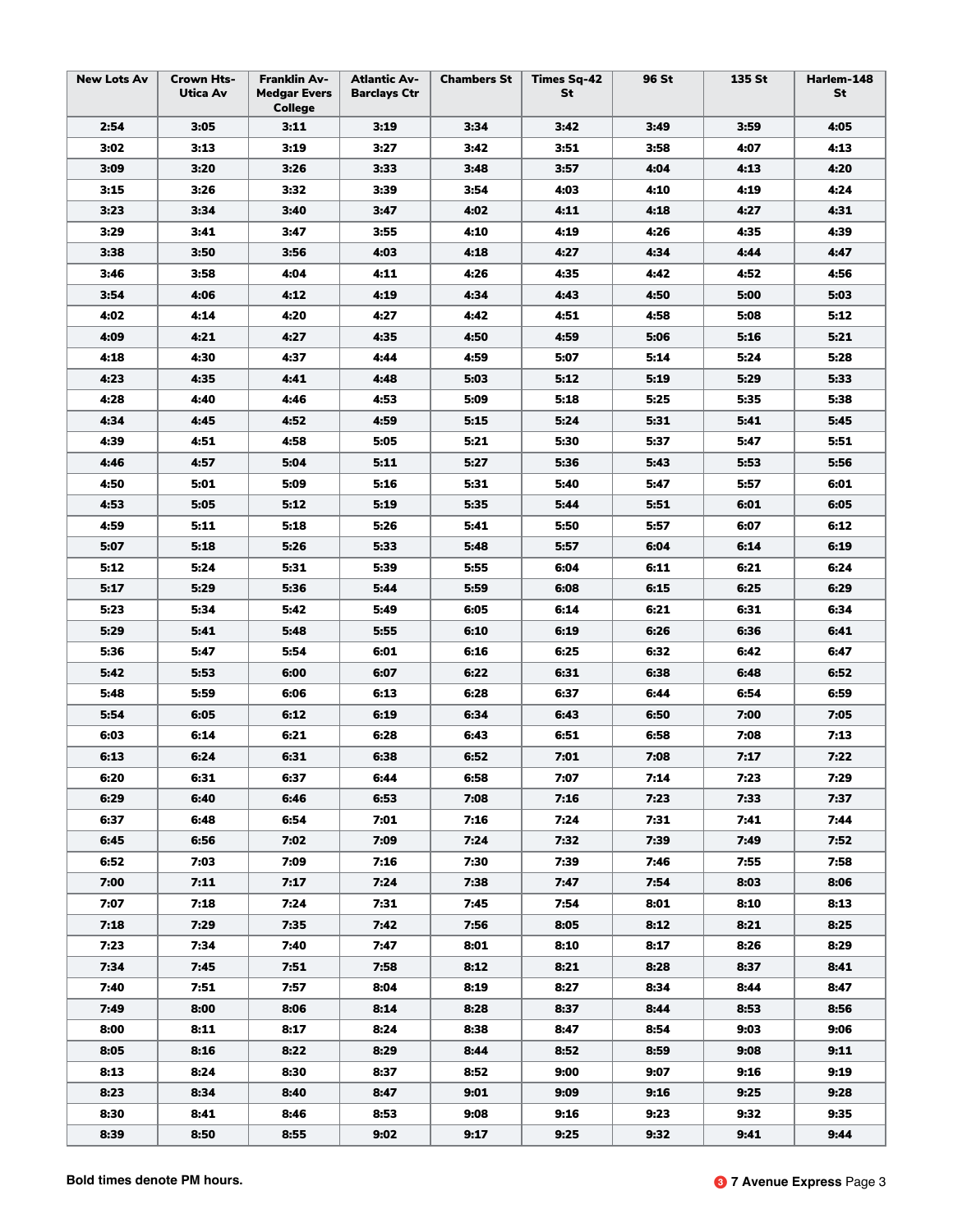| New Lots Av | Crown Hts-Utica Av | Franklin Av-Medgar Evers College | Atlantic Av-Barclays Ctr | Chambers St | Times Sq-42 St | 96 St | 135 St | Harlem-148 St |
|---|---|---|---|---|---|---|---|---|
| **2:54** | **3:05** | **3:11** | **3:19** | **3:34** | **3:42** | **3:49** | **3:59** | **4:05** |
| **3:02** | **3:13** | **3:19** | **3:27** | **3:42** | **3:51** | **3:58** | **4:07** | **4:13** |
| **3:09** | **3:20** | **3:26** | **3:33** | **3:48** | **3:57** | **4:04** | **4:13** | **4:20** |
| **3:15** | **3:26** | **3:32** | **3:39** | **3:54** | **4:03** | **4:10** | **4:19** | **4:24** |
| **3:23** | **3:34** | **3:40** | **3:47** | **4:02** | **4:11** | **4:18** | **4:27** | **4:31** |
| **3:29** | **3:41** | **3:47** | **3:55** | **4:10** | **4:19** | **4:26** | **4:35** | **4:39** |
| **3:38** | **3:50** | **3:56** | **4:03** | **4:18** | **4:27** | **4:34** | **4:44** | **4:47** |
| **3:46** | **3:58** | **4:04** | **4:11** | **4:26** | **4:35** | **4:42** | **4:52** | **4:56** |
| **3:54** | **4:06** | **4:12** | **4:19** | **4:34** | **4:43** | **4:50** | **5:00** | **5:03** |
| **4:02** | **4:14** | **4:20** | **4:27** | **4:42** | **4:51** | **4:58** | **5:08** | **5:12** |
| **4:09** | **4:21** | **4:27** | **4:35** | **4:50** | **4:59** | **5:06** | **5:16** | **5:21** |
| **4:18** | **4:30** | **4:37** | **4:44** | **4:59** | **5:07** | **5:14** | **5:24** | **5:28** |
| **4:23** | **4:35** | **4:41** | **4:48** | **5:03** | **5:12** | **5:19** | **5:29** | **5:33** |
| **4:28** | **4:40** | **4:46** | **4:53** | **5:09** | **5:18** | **5:25** | **5:35** | **5:38** |
| **4:34** | **4:45** | **4:52** | **4:59** | **5:15** | **5:24** | **5:31** | **5:41** | **5:45** |
| **4:39** | **4:51** | **4:58** | **5:05** | **5:21** | **5:30** | **5:37** | **5:47** | **5:51** |
| **4:46** | **4:57** | **5:04** | **5:11** | **5:27** | **5:36** | **5:43** | **5:53** | **5:56** |
| **4:50** | **5:01** | **5:09** | **5:16** | **5:31** | **5:40** | **5:47** | **5:57** | **6:01** |
| **4:53** | **5:05** | **5:12** | **5:19** | **5:35** | **5:44** | **5:51** | **6:01** | **6:05** |
| **4:59** | **5:11** | **5:18** | **5:26** | **5:41** | **5:50** | **5:57** | **6:07** | **6:12** |
| **5:07** | **5:18** | **5:26** | **5:33** | **5:48** | **5:57** | **6:04** | **6:14** | **6:19** |
| **5:12** | **5:24** | **5:31** | **5:39** | **5:55** | **6:04** | **6:11** | **6:21** | **6:24** |
| **5:17** | **5:29** | **5:36** | **5:44** | **5:59** | **6:08** | **6:15** | **6:25** | **6:29** |
| **5:23** | **5:34** | **5:42** | **5:49** | **6:05** | **6:14** | **6:21** | **6:31** | **6:34** |
| **5:29** | **5:41** | **5:48** | **5:55** | **6:10** | **6:19** | **6:26** | **6:36** | **6:41** |
| **5:36** | **5:47** | **5:54** | **6:01** | **6:16** | **6:25** | **6:32** | **6:42** | **6:47** |
| **5:42** | **5:53** | **6:00** | **6:07** | **6:22** | **6:31** | **6:38** | **6:48** | **6:52** |
| **5:48** | **5:59** | **6:06** | **6:13** | **6:28** | **6:37** | **6:44** | **6:54** | **6:59** |
| **5:54** | **6:05** | **6:12** | **6:19** | **6:34** | **6:43** | **6:50** | **7:00** | **7:05** |
| **6:03** | **6:14** | **6:21** | **6:28** | **6:43** | **6:51** | **6:58** | **7:08** | **7:13** |
| **6:13** | **6:24** | **6:31** | **6:38** | **6:52** | **7:01** | **7:08** | **7:17** | **7:22** |
| **6:20** | **6:31** | **6:37** | **6:44** | **6:58** | **7:07** | **7:14** | **7:23** | **7:29** |
| **6:29** | **6:40** | **6:46** | **6:53** | **7:08** | **7:16** | **7:23** | **7:33** | **7:37** |
| **6:37** | **6:48** | **6:54** | **7:01** | **7:16** | **7:24** | **7:31** | **7:41** | **7:44** |
| **6:45** | **6:56** | **7:02** | **7:09** | **7:24** | **7:32** | **7:39** | **7:49** | **7:52** |
| **6:52** | **7:03** | **7:09** | **7:16** | **7:30** | **7:39** | **7:46** | **7:55** | **7:58** |
| **7:00** | **7:11** | **7:17** | **7:24** | **7:38** | **7:47** | **7:54** | **8:03** | **8:06** |
| **7:07** | **7:18** | **7:24** | **7:31** | **7:45** | **7:54** | **8:01** | **8:10** | **8:13** |
| **7:18** | **7:29** | **7:35** | **7:42** | **7:56** | **8:05** | **8:12** | **8:21** | **8:25** |
| **7:23** | **7:34** | **7:40** | **7:47** | **8:01** | **8:10** | **8:17** | **8:26** | **8:29** |
| **7:34** | **7:45** | **7:51** | **7:58** | **8:12** | **8:21** | **8:28** | **8:37** | **8:41** |
| **7:40** | **7:51** | **7:57** | **8:04** | **8:19** | **8:27** | **8:34** | **8:44** | **8:47** |
| **7:49** | **8:00** | **8:06** | **8:14** | **8:28** | **8:37** | **8:44** | **8:53** | **8:56** |
| **8:00** | **8:11** | **8:17** | **8:24** | **8:38** | **8:47** | **8:54** | **9:03** | **9:06** |
| **8:05** | **8:16** | **8:22** | **8:29** | **8:44** | **8:52** | **8:59** | **9:08** | **9:11** |
| **8:13** | **8:24** | **8:30** | **8:37** | **8:52** | **9:00** | **9:07** | **9:16** | **9:19** |
| **8:23** | **8:34** | **8:40** | **8:47** | **9:01** | **9:09** | **9:16** | **9:25** | **9:28** |
| **8:30** | **8:41** | **8:46** | **8:53** | **9:08** | **9:16** | **9:23** | **9:32** | **9:35** |
| **8:39** | **8:50** | **8:55** | **9:02** | **9:17** | **9:25** | **9:32** | **9:41** | **9:44** |

**Bold times denote PM hours.**

**3 7 Avenue Express**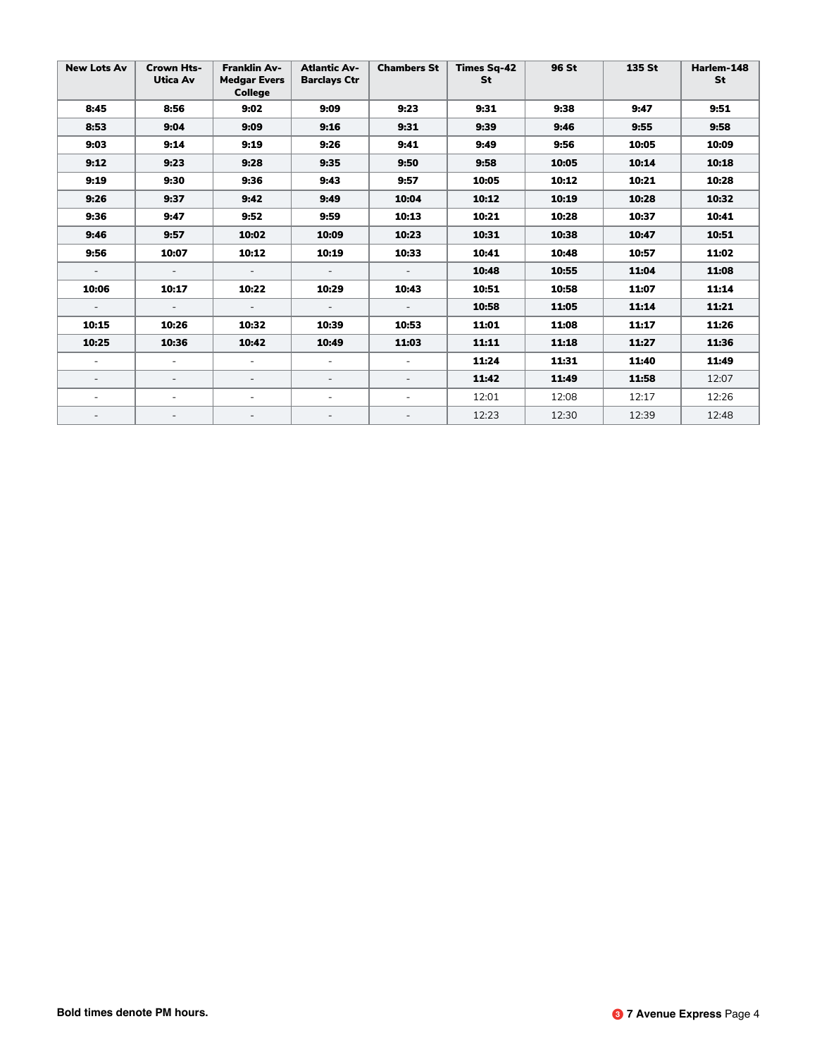| New Lots Av | Crown Hts-Utica Av | Franklin Av-Medgar Evers College | Atlantic Av-Barclays Ctr | Chambers St | Times Sq-42 St | 96 St | 135 St | Harlem-148 St |
|---|---|---|---|---|---|---|---|---|
| **8:45** | **8:56** | **9:02** | **9:09** | **9:23** | **9:31** | **9:38** | **9:47** | **9:51** |
| **8:53** | **9:04** | **9:09** | **9:16** | **9:31** | **9:39** | **9:46** | **9:55** | **9:58** |
| **9:03** | **9:14** | **9:19** | **9:26** | **9:41** | **9:49** | **9:56** | **10:05** | **10:09** |
| **9:12** | **9:23** | **9:28** | **9:35** | **9:50** | **9:58** | **10:05** | **10:14** | **10:18** |
| **9:19** | **9:30** | **9:36** | **9:43** | **9:57** | **10:05** | **10:12** | **10:21** | **10:28** |
| **9:26** | **9:37** | **9:42** | **9:49** | **10:04** | **10:12** | **10:19** | **10:28** | **10:32** |
| **9:36** | **9:47** | **9:52** | **9:59** | **10:13** | **10:21** | **10:28** | **10:37** | **10:41** |
| **9:46** | **9:57** | **10:02** | **10:09** | **10:23** | **10:31** | **10:38** | **10:47** | **10:51** |
| **9:56** | **10:07** | **10:12** | **10:19** | **10:33** | **10:41** | **10:48** | **10:57** | **11:02** |
| - | - | - | - | - | **10:48** | **10:55** | **11:04** | **11:08** |
| **10:06** | **10:17** | **10:22** | **10:29** | **10:43** | **10:51** | **10:58** | **11:07** | **11:14** |
| - | - | - | - | - | **10:58** | **11:05** | **11:14** | **11:21** |
| **10:15** | **10:26** | **10:32** | **10:39** | **10:53** | **11:01** | **11:08** | **11:17** | **11:26** |
| **10:25** | **10:36** | **10:42** | **10:49** | **11:03** | **11:11** | **11:18** | **11:27** | **11:36** |
| - | - | - | - | - | **11:24** | **11:31** | **11:40** | **11:49** |
| - | - | - | - | - | **11:42** | **11:49** | **11:58** | 12:07 |
| - | - | - | - | - | 12:01 | 12:08 | 12:17 | 12:26 |
| - | - | - | - | - | 12:23 | 12:30 | 12:39 | 12:48 |

**Bold times denote PM hours.**

**3 7 Avenue Express**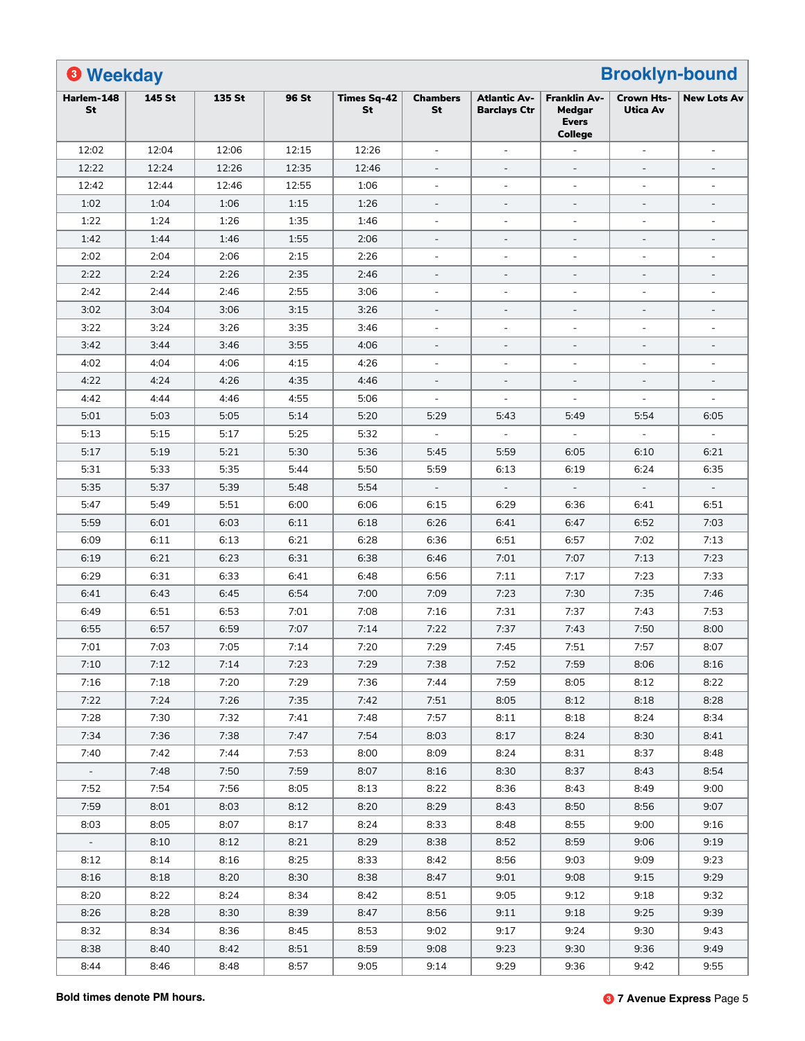## 3 Weekday

## Brooklyn-bound

| Harlem-148 St | 145 St | 135 St | 96 St | Times Sq-42 St | Chambers St | Atlantic Av-Barclays Ctr | Franklin Av-Medgar Evers College | Crown Hts-Utica Av | New Lots Av |
|---|---|---|---|---|---|---|---|---|---|
| 12:02 | 12:04 | 12:06 | 12:15 | 12:26 | - | - | - | - | - |
| 12:22 | 12:24 | 12:26 | 12:35 | 12:46 | - | - | - | - | - |
| 12:42 | 12:44 | 12:46 | 12:55 | 1:06 | - | - | - | - | - |
| 1:02 | 1:04 | 1:06 | 1:15 | 1:26 | - | - | - | - | - |
| 1:22 | 1:24 | 1:26 | 1:35 | 1:46 | - | - | - | - | - |
| 1:42 | 1:44 | 1:46 | 1:55 | 2:06 | - | - | - | - | - |
| 2:02 | 2:04 | 2:06 | 2:15 | 2:26 | - | - | - | - | - |
| 2:22 | 2:24 | 2:26 | 2:35 | 2:46 | - | - | - | - | - |
| 2:42 | 2:44 | 2:46 | 2:55 | 3:06 | - | - | - | - | - |
| 3:02 | 3:04 | 3:06 | 3:15 | 3:26 | - | - | - | - | - |
| 3:22 | 3:24 | 3:26 | 3:35 | 3:46 | - | - | - | - | - |
| 3:42 | 3:44 | 3:46 | 3:55 | 4:06 | - | - | - | - | - |
| 4:02 | 4:04 | 4:06 | 4:15 | 4:26 | - | - | - | - | - |
| 4:22 | 4:24 | 4:26 | 4:35 | 4:46 | - | - | - | - | - |
| 4:42 | 4:44 | 4:46 | 4:55 | 5:06 | - | - | - | - | - |
| 5:01 | 5:03 | 5:05 | 5:14 | 5:20 | 5:29 | 5:43 | 5:49 | 5:54 | 6:05 |
| 5:13 | 5:15 | 5:17 | 5:25 | 5:32 | - | - | - | - | - |
| 5:17 | 5:19 | 5:21 | 5:30 | 5:36 | 5:45 | 5:59 | 6:05 | 6:10 | 6:21 |
| 5:31 | 5:33 | 5:35 | 5:44 | 5:50 | 5:59 | 6:13 | 6:19 | 6:24 | 6:35 |
| 5:35 | 5:37 | 5:39 | 5:48 | 5:54 | - | - | - | - | - |
| 5:47 | 5:49 | 5:51 | 6:00 | 6:06 | 6:15 | 6:29 | 6:36 | 6:41 | 6:51 |
| 5:59 | 6:01 | 6:03 | 6:11 | 6:18 | 6:26 | 6:41 | 6:47 | 6:52 | 7:03 |
| 6:09 | 6:11 | 6:13 | 6:21 | 6:28 | 6:36 | 6:51 | 6:57 | 7:02 | 7:13 |
| 6:19 | 6:21 | 6:23 | 6:31 | 6:38 | 6:46 | 7:01 | 7:07 | 7:13 | 7:23 |
| 6:29 | 6:31 | 6:33 | 6:41 | 6:48 | 6:56 | 7:11 | 7:17 | 7:23 | 7:33 |
| 6:41 | 6:43 | 6:45 | 6:54 | 7:00 | 7:09 | 7:23 | 7:30 | 7:35 | 7:46 |
| 6:49 | 6:51 | 6:53 | 7:01 | 7:08 | 7:16 | 7:31 | 7:37 | 7:43 | 7:53 |
| 6:55 | 6:57 | 6:59 | 7:07 | 7:14 | 7:22 | 7:37 | 7:43 | 7:50 | 8:00 |
| 7:01 | 7:03 | 7:05 | 7:14 | 7:20 | 7:29 | 7:45 | 7:51 | 7:57 | 8:07 |
| 7:10 | 7:12 | 7:14 | 7:23 | 7:29 | 7:38 | 7:52 | 7:59 | 8:06 | 8:16 |
| 7:16 | 7:18 | 7:20 | 7:29 | 7:36 | 7:44 | 7:59 | 8:05 | 8:12 | 8:22 |
| 7:22 | 7:24 | 7:26 | 7:35 | 7:42 | 7:51 | 8:05 | 8:12 | 8:18 | 8:28 |
| 7:28 | 7:30 | 7:32 | 7:41 | 7:48 | 7:57 | 8:11 | 8:18 | 8:24 | 8:34 |
| 7:34 | 7:36 | 7:38 | 7:47 | 7:54 | 8:03 | 8:17 | 8:24 | 8:30 | 8:41 |
| 7:40 | 7:42 | 7:44 | 7:53 | 8:00 | 8:09 | 8:24 | 8:31 | 8:37 | 8:48 |
| - | 7:48 | 7:50 | 7:59 | 8:07 | 8:16 | 8:30 | 8:37 | 8:43 | 8:54 |
| 7:52 | 7:54 | 7:56 | 8:05 | 8:13 | 8:22 | 8:36 | 8:43 | 8:49 | 9:00 |
| 7:59 | 8:01 | 8:03 | 8:12 | 8:20 | 8:29 | 8:43 | 8:50 | 8:56 | 9:07 |
| 8:03 | 8:05 | 8:07 | 8:17 | 8:24 | 8:33 | 8:48 | 8:55 | 9:00 | 9:16 |
| - | 8:10 | 8:12 | 8:21 | 8:29 | 8:38 | 8:52 | 8:59 | 9:06 | 9:19 |
| 8:12 | 8:14 | 8:16 | 8:25 | 8:33 | 8:42 | 8:56 | 9:03 | 9:09 | 9:23 |
| 8:16 | 8:18 | 8:20 | 8:30 | 8:38 | 8:47 | 9:01 | 9:08 | 9:15 | 9:29 |
| 8:20 | 8:22 | 8:24 | 8:34 | 8:42 | 8:51 | 9:05 | 9:12 | 9:18 | 9:32 |
| 8:26 | 8:28 | 8:30 | 8:39 | 8:47 | 8:56 | 9:11 | 9:18 | 9:25 | 9:39 |
| 8:32 | 8:34 | 8:36 | 8:45 | 8:53 | 9:02 | 9:17 | 9:24 | 9:30 | 9:43 |
| 8:38 | 8:40 | 8:42 | 8:51 | 8:59 | 9:08 | 9:23 | 9:30 | 9:36 | 9:49 |
| 8:44 | 8:46 | 8:48 | 8:57 | 9:05 | 9:14 | 9:29 | 9:36 | 9:42 | 9:55 |

**Bold times denote PM hours.**

3 **7 Avenue Express**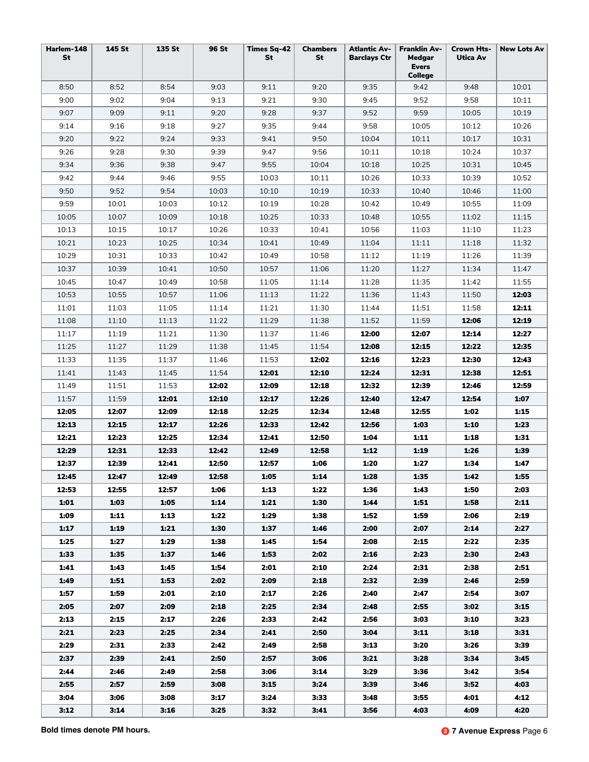| Harlem-148 St | 145 St | 135 St | 96 St | Times Sq-42 St | Chambers St | Atlantic Av-Barclays Ctr | Franklin Av-Medgar Evers College | Crown Hts-Utica Av | New Lots Av |
|---|---|---|---|---|---|---|---|---|---|
| 8:50 | 8:52 | 8:54 | 9:03 | 9:11 | 9:20 | 9:35 | 9:42 | 9:48 | 10:01 |
| 9:00 | 9:02 | 9:04 | 9:13 | 9:21 | 9:30 | 9:45 | 9:52 | 9:58 | 10:11 |
| 9:07 | 9:09 | 9:11 | 9:20 | 9:28 | 9:37 | 9:52 | 9:59 | 10:05 | 10:19 |
| 9:14 | 9:16 | 9:18 | 9:27 | 9:35 | 9:44 | 9:58 | 10:05 | 10:12 | 10:26 |
| 9:20 | 9:22 | 9:24 | 9:33 | 9:41 | 9:50 | 10:04 | 10:11 | 10:17 | 10:31 |
| 9:26 | 9:28 | 9:30 | 9:39 | 9:47 | 9:56 | 10:11 | 10:18 | 10:24 | 10:37 |
| 9:34 | 9:36 | 9:38 | 9:47 | 9:55 | 10:04 | 10:18 | 10:25 | 10:31 | 10:45 |
| 9:42 | 9:44 | 9:46 | 9:55 | 10:03 | 10:11 | 10:26 | 10:33 | 10:39 | 10:52 |
| 9:50 | 9:52 | 9:54 | 10:03 | 10:10 | 10:19 | 10:33 | 10:40 | 10:46 | 11:00 |
| 9:59 | 10:01 | 10:03 | 10:12 | 10:19 | 10:28 | 10:42 | 10:49 | 10:55 | 11:09 |
| 10:05 | 10:07 | 10:09 | 10:18 | 10:25 | 10:33 | 10:48 | 10:55 | 11:02 | 11:15 |
| 10:13 | 10:15 | 10:17 | 10:26 | 10:33 | 10:41 | 10:56 | 11:03 | 11:10 | 11:23 |
| 10:21 | 10:23 | 10:25 | 10:34 | 10:41 | 10:49 | 11:04 | 11:11 | 11:18 | 11:32 |
| 10:29 | 10:31 | 10:33 | 10:42 | 10:49 | 10:58 | 11:12 | 11:19 | 11:26 | 11:39 |
| 10:37 | 10:39 | 10:41 | 10:50 | 10:57 | 11:06 | 11:20 | 11:27 | 11:34 | 11:47 |
| 10:45 | 10:47 | 10:49 | 10:58 | 11:05 | 11:14 | 11:28 | 11:35 | 11:42 | 11:55 |
| 10:53 | 10:55 | 10:57 | 11:06 | 11:13 | 11:22 | 11:36 | 11:43 | 11:50 | **12:03** |
| 11:01 | 11:03 | 11:05 | 11:14 | 11:21 | 11:30 | 11:44 | 11:51 | 11:58 | **12:11** |
| 11:08 | 11:10 | 11:13 | 11:22 | 11:29 | 11:38 | 11:52 | 11:59 | **12:06** | **12:19** |
| 11:17 | 11:19 | 11:21 | 11:30 | 11:37 | 11:46 | **12:00** | **12:07** | **12:14** | **12:27** |
| 11:25 | 11:27 | 11:29 | 11:38 | 11:45 | 11:54 | **12:08** | **12:15** | **12:22** | **12:35** |
| 11:33 | 11:35 | 11:37 | 11:46 | 11:53 | **12:02** | **12:16** | **12:23** | **12:30** | **12:43** |
| 11:41 | 11:43 | 11:45 | 11:54 | **12:01** | **12:10** | **12:24** | **12:31** | **12:38** | **12:51** |
| 11:49 | 11:51 | 11:53 | **12:02** | **12:09** | **12:18** | **12:32** | **12:39** | **12:46** | **12:59** |
| 11:57 | 11:59 | **12:01** | **12:10** | **12:17** | **12:26** | **12:40** | **12:47** | **12:54** | **1:07** |
| **12:05** | **12:07** | **12:09** | **12:18** | **12:25** | **12:34** | **12:48** | **12:55** | **1:02** | **1:15** |
| **12:13** | **12:15** | **12:17** | **12:26** | **12:33** | **12:42** | **12:56** | **1:03** | **1:10** | **1:23** |
| **12:21** | **12:23** | **12:25** | **12:34** | **12:41** | **12:50** | **1:04** | **1:11** | **1:18** | **1:31** |
| **12:29** | **12:31** | **12:33** | **12:42** | **12:49** | **12:58** | **1:12** | **1:19** | **1:26** | **1:39** |
| **12:37** | **12:39** | **12:41** | **12:50** | **12:57** | **1:06** | **1:20** | **1:27** | **1:34** | **1:47** |
| **12:45** | **12:47** | **12:49** | **12:58** | **1:05** | **1:14** | **1:28** | **1:35** | **1:42** | **1:55** |
| **12:53** | **12:55** | **12:57** | **1:06** | **1:13** | **1:22** | **1:36** | **1:43** | **1:50** | **2:03** |
| **1:01** | **1:03** | **1:05** | **1:14** | **1:21** | **1:30** | **1:44** | **1:51** | **1:58** | **2:11** |
| **1:09** | **1:11** | **1:13** | **1:22** | **1:29** | **1:38** | **1:52** | **1:59** | **2:06** | **2:19** |
| **1:17** | **1:19** | **1:21** | **1:30** | **1:37** | **1:46** | **2:00** | **2:07** | **2:14** | **2:27** |
| **1:25** | **1:27** | **1:29** | **1:38** | **1:45** | **1:54** | **2:08** | **2:15** | **2:22** | **2:35** |
| **1:33** | **1:35** | **1:37** | **1:46** | **1:53** | **2:02** | **2:16** | **2:23** | **2:30** | **2:43** |
| **1:41** | **1:43** | **1:45** | **1:54** | **2:01** | **2:10** | **2:24** | **2:31** | **2:38** | **2:51** |
| **1:49** | **1:51** | **1:53** | **2:02** | **2:09** | **2:18** | **2:32** | **2:39** | **2:46** | **2:59** |
| **1:57** | **1:59** | **2:01** | **2:10** | **2:17** | **2:26** | **2:40** | **2:47** | **2:54** | **3:07** |
| **2:05** | **2:07** | **2:09** | **2:18** | **2:25** | **2:34** | **2:48** | **2:55** | **3:02** | **3:15** |
| **2:13** | **2:15** | **2:17** | **2:26** | **2:33** | **2:42** | **2:56** | **3:03** | **3:10** | **3:23** |
| **2:21** | **2:23** | **2:25** | **2:34** | **2:41** | **2:50** | **3:04** | **3:11** | **3:18** | **3:31** |
| **2:29** | **2:31** | **2:33** | **2:42** | **2:49** | **2:58** | **3:13** | **3:20** | **3:26** | **3:39** |
| **2:37** | **2:39** | **2:41** | **2:50** | **2:57** | **3:06** | **3:21** | **3:28** | **3:34** | **3:45** |
| **2:44** | **2:46** | **2:49** | **2:58** | **3:06** | **3:14** | **3:29** | **3:36** | **3:42** | **3:54** |
| **2:55** | **2:57** | **2:59** | **3:08** | **3:15** | **3:24** | **3:39** | **3:46** | **3:52** | **4:03** |
| **3:04** | **3:06** | **3:08** | **3:17** | **3:24** | **3:33** | **3:48** | **3:55** | **4:01** | **4:12** |
| **3:12** | **3:14** | **3:16** | **3:25** | **3:32** | **3:41** | **3:56** | **4:03** | **4:09** | **4:20** |

**Bold times denote PM hours.**

**3 7 Avenue Express**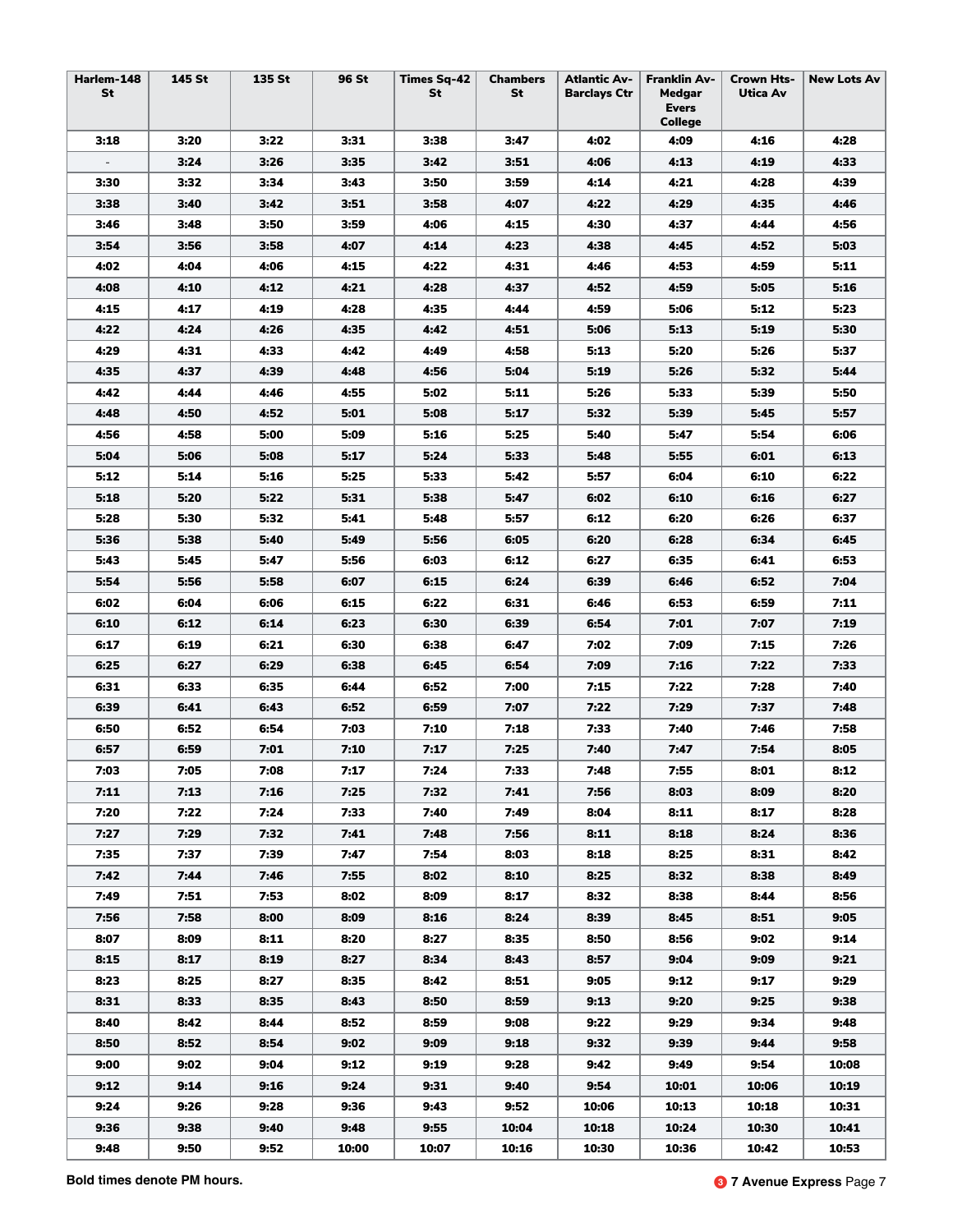| Harlem-148 St | 145 St | 135 St | 96 St | Times Sq-42 St | Chambers St | Atlantic Av-Barclays Ctr | Franklin Av-Medgar Evers College | Crown Hts-Utica Av | New Lots Av |
|---|---|---|---|---|---|---|---|---|---|
| **3:18** | **3:20** | **3:22** | **3:31** | **3:38** | **3:47** | **4:02** | **4:09** | **4:16** | **4:28** |
| - | **3:24** | **3:26** | **3:35** | **3:42** | **3:51** | **4:06** | **4:13** | **4:19** | **4:33** |
| **3:30** | **3:32** | **3:34** | **3:43** | **3:50** | **3:59** | **4:14** | **4:21** | **4:28** | **4:39** |
| **3:38** | **3:40** | **3:42** | **3:51** | **3:58** | **4:07** | **4:22** | **4:29** | **4:35** | **4:46** |
| **3:46** | **3:48** | **3:50** | **3:59** | **4:06** | **4:15** | **4:30** | **4:37** | **4:44** | **4:56** |
| **3:54** | **3:56** | **3:58** | **4:07** | **4:14** | **4:23** | **4:38** | **4:45** | **4:52** | **5:03** |
| **4:02** | **4:04** | **4:06** | **4:15** | **4:22** | **4:31** | **4:46** | **4:53** | **4:59** | **5:11** |
| **4:08** | **4:10** | **4:12** | **4:21** | **4:28** | **4:37** | **4:52** | **4:59** | **5:05** | **5:16** |
| **4:15** | **4:17** | **4:19** | **4:28** | **4:35** | **4:44** | **4:59** | **5:06** | **5:12** | **5:23** |
| **4:22** | **4:24** | **4:26** | **4:35** | **4:42** | **4:51** | **5:06** | **5:13** | **5:19** | **5:30** |
| **4:29** | **4:31** | **4:33** | **4:42** | **4:49** | **4:58** | **5:13** | **5:20** | **5:26** | **5:37** |
| **4:35** | **4:37** | **4:39** | **4:48** | **4:56** | **5:04** | **5:19** | **5:26** | **5:32** | **5:44** |
| **4:42** | **4:44** | **4:46** | **4:55** | **5:02** | **5:11** | **5:26** | **5:33** | **5:39** | **5:50** |
| **4:48** | **4:50** | **4:52** | **5:01** | **5:08** | **5:17** | **5:32** | **5:39** | **5:45** | **5:57** |
| **4:56** | **4:58** | **5:00** | **5:09** | **5:16** | **5:25** | **5:40** | **5:47** | **5:54** | **6:06** |
| **5:04** | **5:06** | **5:08** | **5:17** | **5:24** | **5:33** | **5:48** | **5:55** | **6:01** | **6:13** |
| **5:12** | **5:14** | **5:16** | **5:25** | **5:33** | **5:42** | **5:57** | **6:04** | **6:10** | **6:22** |
| **5:18** | **5:20** | **5:22** | **5:31** | **5:38** | **5:47** | **6:02** | **6:10** | **6:16** | **6:27** |
| **5:28** | **5:30** | **5:32** | **5:41** | **5:48** | **5:57** | **6:12** | **6:20** | **6:26** | **6:37** |
| **5:36** | **5:38** | **5:40** | **5:49** | **5:56** | **6:05** | **6:20** | **6:28** | **6:34** | **6:45** |
| **5:43** | **5:45** | **5:47** | **5:56** | **6:03** | **6:12** | **6:27** | **6:35** | **6:41** | **6:53** |
| **5:54** | **5:56** | **5:58** | **6:07** | **6:15** | **6:24** | **6:39** | **6:46** | **6:52** | **7:04** |
| **6:02** | **6:04** | **6:06** | **6:15** | **6:22** | **6:31** | **6:46** | **6:53** | **6:59** | **7:11** |
| **6:10** | **6:12** | **6:14** | **6:23** | **6:30** | **6:39** | **6:54** | **7:01** | **7:07** | **7:19** |
| **6:17** | **6:19** | **6:21** | **6:30** | **6:38** | **6:47** | **7:02** | **7:09** | **7:15** | **7:26** |
| **6:25** | **6:27** | **6:29** | **6:38** | **6:45** | **6:54** | **7:09** | **7:16** | **7:22** | **7:33** |
| **6:31** | **6:33** | **6:35** | **6:44** | **6:52** | **7:00** | **7:15** | **7:22** | **7:28** | **7:40** |
| **6:39** | **6:41** | **6:43** | **6:52** | **6:59** | **7:07** | **7:22** | **7:29** | **7:37** | **7:48** |
| **6:50** | **6:52** | **6:54** | **7:03** | **7:10** | **7:18** | **7:33** | **7:40** | **7:46** | **7:58** |
| **6:57** | **6:59** | **7:01** | **7:10** | **7:17** | **7:25** | **7:40** | **7:47** | **7:54** | **8:05** |
| **7:03** | **7:05** | **7:08** | **7:17** | **7:24** | **7:33** | **7:48** | **7:55** | **8:01** | **8:12** |
| **7:11** | **7:13** | **7:16** | **7:25** | **7:32** | **7:41** | **7:56** | **8:03** | **8:09** | **8:20** |
| **7:20** | **7:22** | **7:24** | **7:33** | **7:40** | **7:49** | **8:04** | **8:11** | **8:17** | **8:28** |
| **7:27** | **7:29** | **7:32** | **7:41** | **7:48** | **7:56** | **8:11** | **8:18** | **8:24** | **8:36** |
| **7:35** | **7:37** | **7:39** | **7:47** | **7:54** | **8:03** | **8:18** | **8:25** | **8:31** | **8:42** |
| **7:42** | **7:44** | **7:46** | **7:55** | **8:02** | **8:10** | **8:25** | **8:32** | **8:38** | **8:49** |
| **7:49** | **7:51** | **7:53** | **8:02** | **8:09** | **8:17** | **8:32** | **8:38** | **8:44** | **8:56** |
| **7:56** | **7:58** | **8:00** | **8:09** | **8:16** | **8:24** | **8:39** | **8:45** | **8:51** | **9:05** |
| **8:07** | **8:09** | **8:11** | **8:20** | **8:27** | **8:35** | **8:50** | **8:56** | **9:02** | **9:14** |
| **8:15** | **8:17** | **8:19** | **8:27** | **8:34** | **8:43** | **8:57** | **9:04** | **9:09** | **9:21** |
| **8:23** | **8:25** | **8:27** | **8:35** | **8:42** | **8:51** | **9:05** | **9:12** | **9:17** | **9:29** |
| **8:31** | **8:33** | **8:35** | **8:43** | **8:50** | **8:59** | **9:13** | **9:20** | **9:25** | **9:38** |
| **8:40** | **8:42** | **8:44** | **8:52** | **8:59** | **9:08** | **9:22** | **9:29** | **9:34** | **9:48** |
| **8:50** | **8:52** | **8:54** | **9:02** | **9:09** | **9:18** | **9:32** | **9:39** | **9:44** | **9:58** |
| **9:00** | **9:02** | **9:04** | **9:12** | **9:19** | **9:28** | **9:42** | **9:49** | **9:54** | **10:08** |
| **9:12** | **9:14** | **9:16** | **9:24** | **9:31** | **9:40** | **9:54** | **10:01** | **10:06** | **10:19** |
| **9:24** | **9:26** | **9:28** | **9:36** | **9:43** | **9:52** | **10:06** | **10:13** | **10:18** | **10:31** |
| **9:36** | **9:38** | **9:40** | **9:48** | **9:55** | **10:04** | **10:18** | **10:24** | **10:30** | **10:41** |
| **9:48** | **9:50** | **9:52** | **10:00** | **10:07** | **10:16** | **10:30** | **10:36** | **10:42** | **10:53** |

**Bold times denote PM hours.**

**3 7 Avenue Express**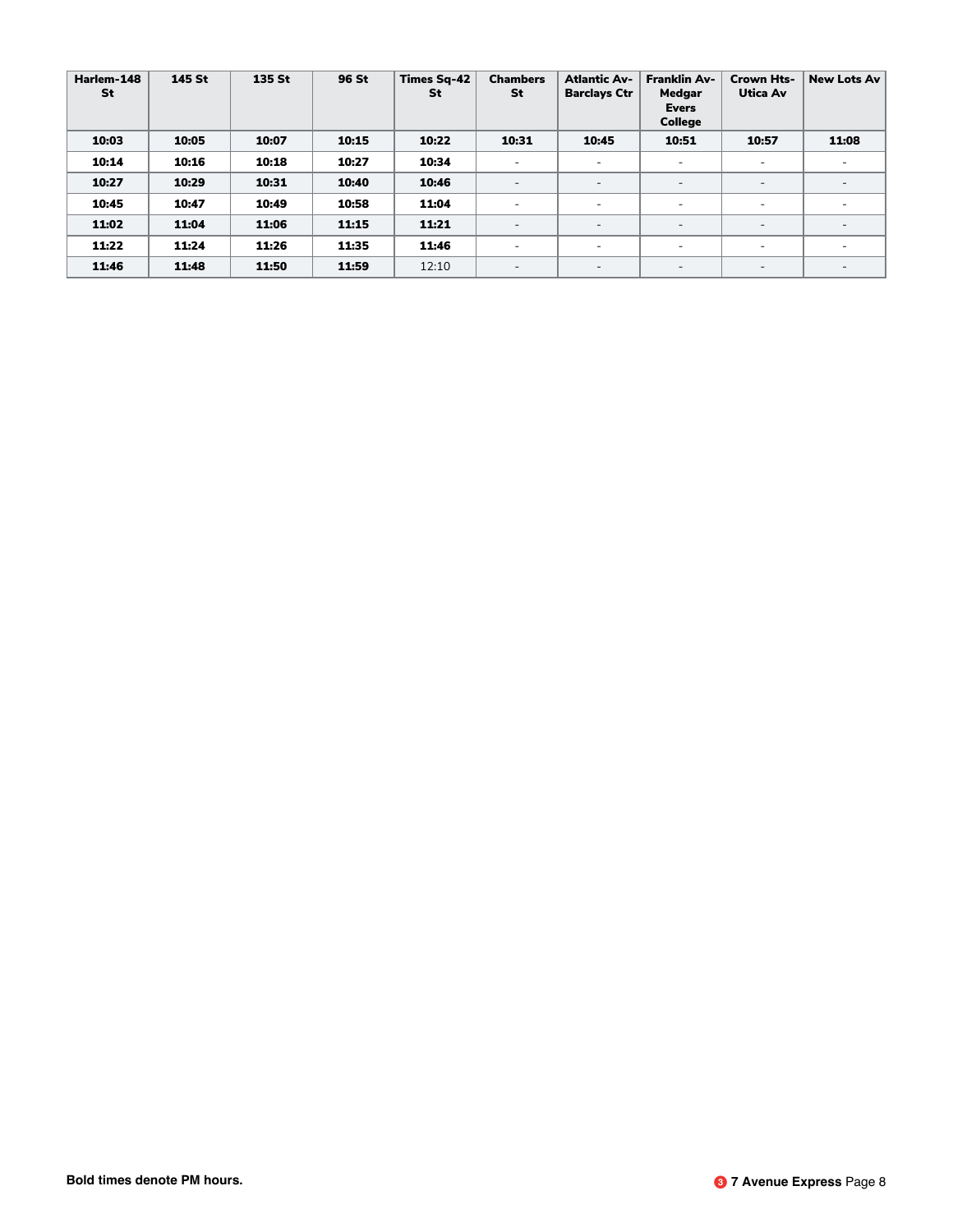| Harlem-148 St | 145 St | 135 St | 96 St | Times Sq-42 St | Chambers St | Atlantic Av-Barclays Ctr | Franklin Av-Medgar Evers College | Crown Hts-Utica Av | New Lots Av |
|---|---|---|---|---|---|---|---|---|---|
| **10:03** | **10:05** | **10:07** | **10:15** | **10:22** | **10:31** | **10:45** | **10:51** | **10:57** | **11:08** |
| **10:14** | **10:16** | **10:18** | **10:27** | **10:34** | - | - | - | - | - |
| **10:27** | **10:29** | **10:31** | **10:40** | **10:46** | - | - | - | - | - |
| **10:45** | **10:47** | **10:49** | **10:58** | **11:04** | - | - | - | - | - |
| **11:02** | **11:04** | **11:06** | **11:15** | **11:21** | - | - | - | - | - |
| **11:22** | **11:24** | **11:26** | **11:35** | **11:46** | - | - | - | - | - |
| **11:46** | **11:48** | **11:50** | **11:59** | 12:10 | - | - | - | - | - |

**Bold times denote PM hours.**

**3 7 Avenue Express**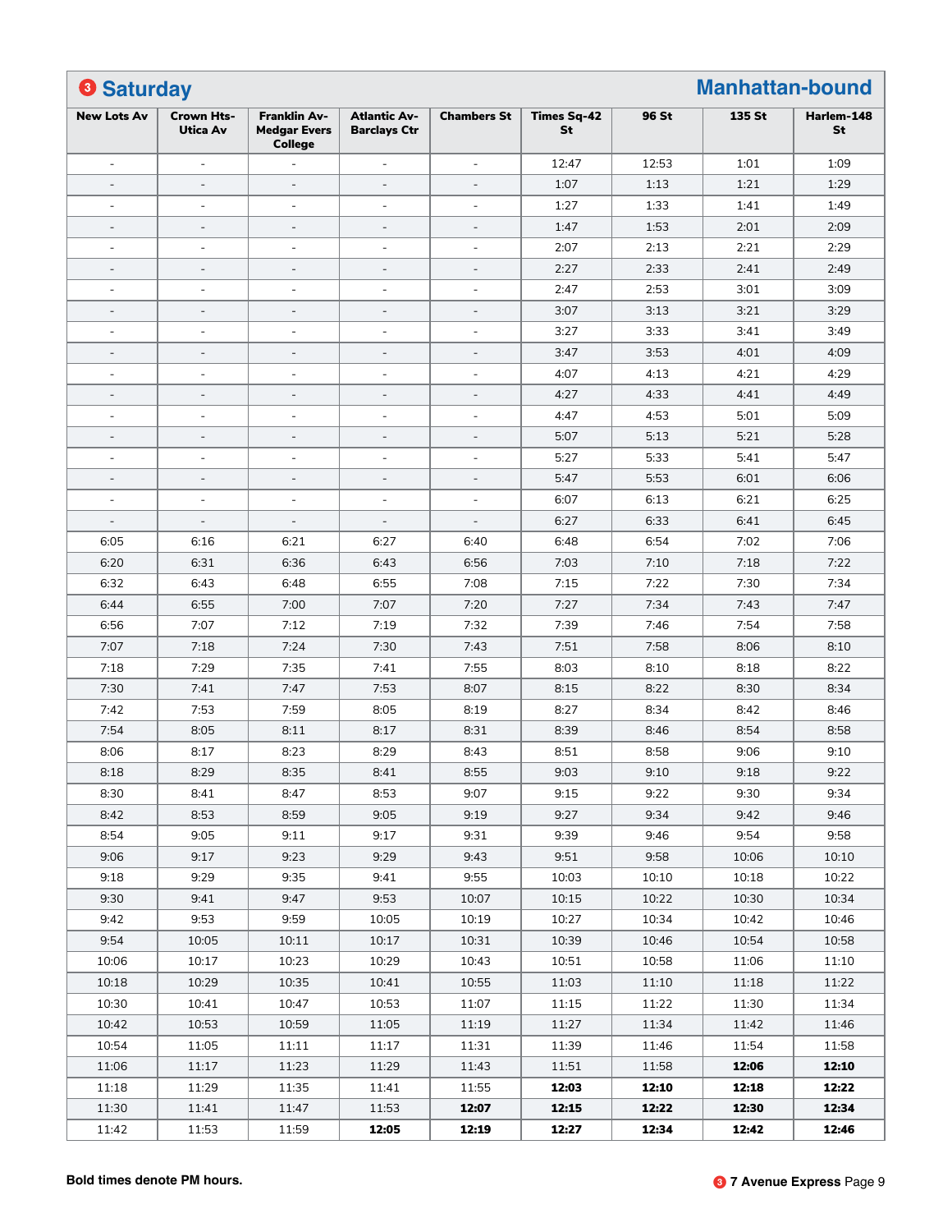# 3 Saturday — Manhattan-bound

| New Lots Av | Crown Hts-Utica Av | Franklin Av-Medgar Evers College | Atlantic Av-Barclays Ctr | Chambers St | Times Sq-42 St | 96 St | 135 St | Harlem-148 St |
|---|---|---|---|---|---|---|---|---|
| - | - | - | - | - | 12:47 | 12:53 | 1:01 | 1:09 |
| - | - | - | - | - | 1:07 | 1:13 | 1:21 | 1:29 |
| - | - | - | - | - | 1:27 | 1:33 | 1:41 | 1:49 |
| - | - | - | - | - | 1:47 | 1:53 | 2:01 | 2:09 |
| - | - | - | - | - | 2:07 | 2:13 | 2:21 | 2:29 |
| - | - | - | - | - | 2:27 | 2:33 | 2:41 | 2:49 |
| - | - | - | - | - | 2:47 | 2:53 | 3:01 | 3:09 |
| - | - | - | - | - | 3:07 | 3:13 | 3:21 | 3:29 |
| - | - | - | - | - | 3:27 | 3:33 | 3:41 | 3:49 |
| - | - | - | - | - | 3:47 | 3:53 | 4:01 | 4:09 |
| - | - | - | - | - | 4:07 | 4:13 | 4:21 | 4:29 |
| - | - | - | - | - | 4:27 | 4:33 | 4:41 | 4:49 |
| - | - | - | - | - | 4:47 | 4:53 | 5:01 | 5:09 |
| - | - | - | - | - | 5:07 | 5:13 | 5:21 | 5:28 |
| - | - | - | - | - | 5:27 | 5:33 | 5:41 | 5:47 |
| - | - | - | - | - | 5:47 | 5:53 | 6:01 | 6:06 |
| - | - | - | - | - | 6:07 | 6:13 | 6:21 | 6:25 |
| - | - | - | - | - | 6:27 | 6:33 | 6:41 | 6:45 |
| 6:05 | 6:16 | 6:21 | 6:27 | 6:40 | 6:48 | 6:54 | 7:02 | 7:06 |
| 6:20 | 6:31 | 6:36 | 6:43 | 6:56 | 7:03 | 7:10 | 7:18 | 7:22 |
| 6:32 | 6:43 | 6:48 | 6:55 | 7:08 | 7:15 | 7:22 | 7:30 | 7:34 |
| 6:44 | 6:55 | 7:00 | 7:07 | 7:20 | 7:27 | 7:34 | 7:43 | 7:47 |
| 6:56 | 7:07 | 7:12 | 7:19 | 7:32 | 7:39 | 7:46 | 7:54 | 7:58 |
| 7:07 | 7:18 | 7:24 | 7:30 | 7:43 | 7:51 | 7:58 | 8:06 | 8:10 |
| 7:18 | 7:29 | 7:35 | 7:41 | 7:55 | 8:03 | 8:10 | 8:18 | 8:22 |
| 7:30 | 7:41 | 7:47 | 7:53 | 8:07 | 8:15 | 8:22 | 8:30 | 8:34 |
| 7:42 | 7:53 | 7:59 | 8:05 | 8:19 | 8:27 | 8:34 | 8:42 | 8:46 |
| 7:54 | 8:05 | 8:11 | 8:17 | 8:31 | 8:39 | 8:46 | 8:54 | 8:58 |
| 8:06 | 8:17 | 8:23 | 8:29 | 8:43 | 8:51 | 8:58 | 9:06 | 9:10 |
| 8:18 | 8:29 | 8:35 | 8:41 | 8:55 | 9:03 | 9:10 | 9:18 | 9:22 |
| 8:30 | 8:41 | 8:47 | 8:53 | 9:07 | 9:15 | 9:22 | 9:30 | 9:34 |
| 8:42 | 8:53 | 8:59 | 9:05 | 9:19 | 9:27 | 9:34 | 9:42 | 9:46 |
| 8:54 | 9:05 | 9:11 | 9:17 | 9:31 | 9:39 | 9:46 | 9:54 | 9:58 |
| 9:06 | 9:17 | 9:23 | 9:29 | 9:43 | 9:51 | 9:58 | 10:06 | 10:10 |
| 9:18 | 9:29 | 9:35 | 9:41 | 9:55 | 10:03 | 10:10 | 10:18 | 10:22 |
| 9:30 | 9:41 | 9:47 | 9:53 | 10:07 | 10:15 | 10:22 | 10:30 | 10:34 |
| 9:42 | 9:53 | 9:59 | 10:05 | 10:19 | 10:27 | 10:34 | 10:42 | 10:46 |
| 9:54 | 10:05 | 10:11 | 10:17 | 10:31 | 10:39 | 10:46 | 10:54 | 10:58 |
| 10:06 | 10:17 | 10:23 | 10:29 | 10:43 | 10:51 | 10:58 | 11:06 | 11:10 |
| 10:18 | 10:29 | 10:35 | 10:41 | 10:55 | 11:03 | 11:10 | 11:18 | 11:22 |
| 10:30 | 10:41 | 10:47 | 10:53 | 11:07 | 11:15 | 11:22 | 11:30 | 11:34 |
| 10:42 | 10:53 | 10:59 | 11:05 | 11:19 | 11:27 | 11:34 | 11:42 | 11:46 |
| 10:54 | 11:05 | 11:11 | 11:17 | 11:31 | 11:39 | 11:46 | 11:54 | 11:58 |
| 11:06 | 11:17 | 11:23 | 11:29 | 11:43 | 11:51 | 11:58 | **12:06** | **12:10** |
| 11:18 | 11:29 | 11:35 | 11:41 | 11:55 | **12:03** | **12:10** | **12:18** | **12:22** |
| 11:30 | 11:41 | 11:47 | 11:53 | **12:07** | **12:15** | **12:22** | **12:30** | **12:34** |
| 11:42 | 11:53 | 11:59 | **12:05** | **12:19** | **12:27** | **12:34** | **12:42** | **12:46** |

**Bold times denote PM hours.**

3 **7 Avenue Express**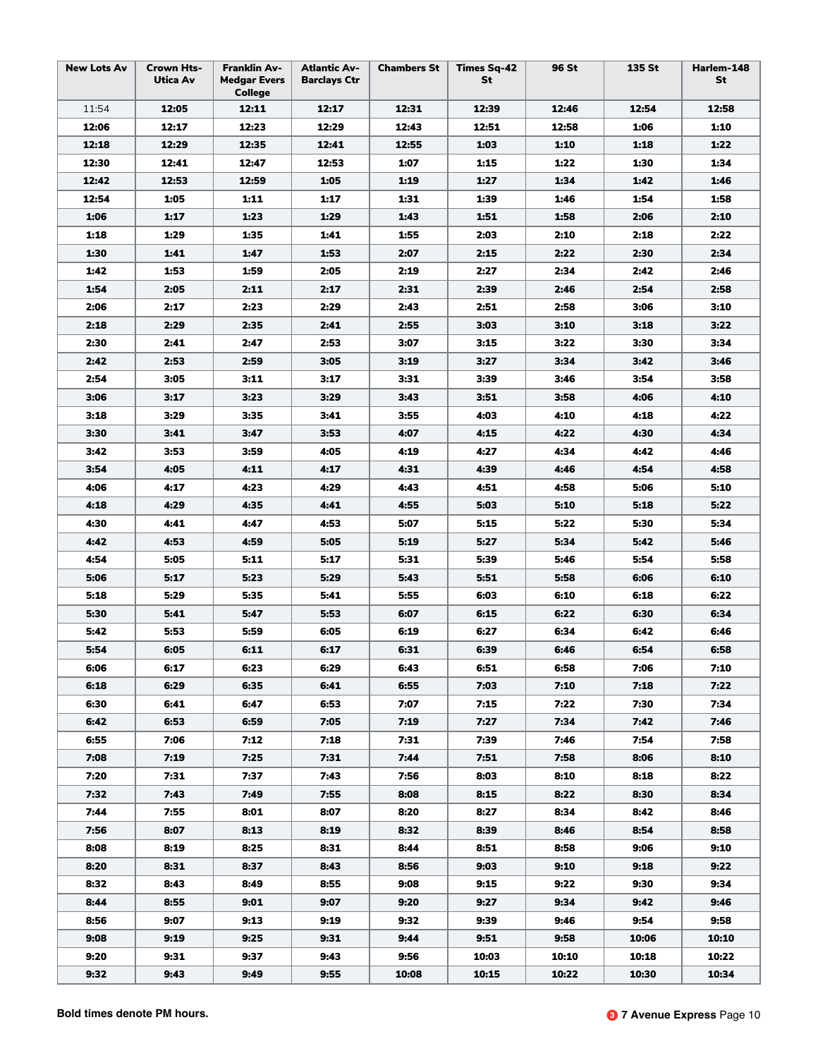| New Lots Av | Crown Hts-Utica Av | Franklin Av-Medgar Evers College | Atlantic Av-Barclays Ctr | Chambers St | Times Sq-42 St | 96 St | 135 St | Harlem-148 St |
|---|---|---|---|---|---|---|---|---|
| 11:54 | **12:05** | **12:11** | **12:17** | **12:31** | **12:39** | **12:46** | **12:54** | **12:58** |
| **12:06** | **12:17** | **12:23** | **12:29** | **12:43** | **12:51** | **12:58** | **1:06** | **1:10** |
| **12:18** | **12:29** | **12:35** | **12:41** | **12:55** | **1:03** | **1:10** | **1:18** | **1:22** |
| **12:30** | **12:41** | **12:47** | **12:53** | **1:07** | **1:15** | **1:22** | **1:30** | **1:34** |
| **12:42** | **12:53** | **12:59** | **1:05** | **1:19** | **1:27** | **1:34** | **1:42** | **1:46** |
| **12:54** | **1:05** | **1:11** | **1:17** | **1:31** | **1:39** | **1:46** | **1:54** | **1:58** |
| **1:06** | **1:17** | **1:23** | **1:29** | **1:43** | **1:51** | **1:58** | **2:06** | **2:10** |
| **1:18** | **1:29** | **1:35** | **1:41** | **1:55** | **2:03** | **2:10** | **2:18** | **2:22** |
| **1:30** | **1:41** | **1:47** | **1:53** | **2:07** | **2:15** | **2:22** | **2:30** | **2:34** |
| **1:42** | **1:53** | **1:59** | **2:05** | **2:19** | **2:27** | **2:34** | **2:42** | **2:46** |
| **1:54** | **2:05** | **2:11** | **2:17** | **2:31** | **2:39** | **2:46** | **2:54** | **2:58** |
| **2:06** | **2:17** | **2:23** | **2:29** | **2:43** | **2:51** | **2:58** | **3:06** | **3:10** |
| **2:18** | **2:29** | **2:35** | **2:41** | **2:55** | **3:03** | **3:10** | **3:18** | **3:22** |
| **2:30** | **2:41** | **2:47** | **2:53** | **3:07** | **3:15** | **3:22** | **3:30** | **3:34** |
| **2:42** | **2:53** | **2:59** | **3:05** | **3:19** | **3:27** | **3:34** | **3:42** | **3:46** |
| **2:54** | **3:05** | **3:11** | **3:17** | **3:31** | **3:39** | **3:46** | **3:54** | **3:58** |
| **3:06** | **3:17** | **3:23** | **3:29** | **3:43** | **3:51** | **3:58** | **4:06** | **4:10** |
| **3:18** | **3:29** | **3:35** | **3:41** | **3:55** | **4:03** | **4:10** | **4:18** | **4:22** |
| **3:30** | **3:41** | **3:47** | **3:53** | **4:07** | **4:15** | **4:22** | **4:30** | **4:34** |
| **3:42** | **3:53** | **3:59** | **4:05** | **4:19** | **4:27** | **4:34** | **4:42** | **4:46** |
| **3:54** | **4:05** | **4:11** | **4:17** | **4:31** | **4:39** | **4:46** | **4:54** | **4:58** |
| **4:06** | **4:17** | **4:23** | **4:29** | **4:43** | **4:51** | **4:58** | **5:06** | **5:10** |
| **4:18** | **4:29** | **4:35** | **4:41** | **4:55** | **5:03** | **5:10** | **5:18** | **5:22** |
| **4:30** | **4:41** | **4:47** | **4:53** | **5:07** | **5:15** | **5:22** | **5:30** | **5:34** |
| **4:42** | **4:53** | **4:59** | **5:05** | **5:19** | **5:27** | **5:34** | **5:42** | **5:46** |
| **4:54** | **5:05** | **5:11** | **5:17** | **5:31** | **5:39** | **5:46** | **5:54** | **5:58** |
| **5:06** | **5:17** | **5:23** | **5:29** | **5:43** | **5:51** | **5:58** | **6:06** | **6:10** |
| **5:18** | **5:29** | **5:35** | **5:41** | **5:55** | **6:03** | **6:10** | **6:18** | **6:22** |
| **5:30** | **5:41** | **5:47** | **5:53** | **6:07** | **6:15** | **6:22** | **6:30** | **6:34** |
| **5:42** | **5:53** | **5:59** | **6:05** | **6:19** | **6:27** | **6:34** | **6:42** | **6:46** |
| **5:54** | **6:05** | **6:11** | **6:17** | **6:31** | **6:39** | **6:46** | **6:54** | **6:58** |
| **6:06** | **6:17** | **6:23** | **6:29** | **6:43** | **6:51** | **6:58** | **7:06** | **7:10** |
| **6:18** | **6:29** | **6:35** | **6:41** | **6:55** | **7:03** | **7:10** | **7:18** | **7:22** |
| **6:30** | **6:41** | **6:47** | **6:53** | **7:07** | **7:15** | **7:22** | **7:30** | **7:34** |
| **6:42** | **6:53** | **6:59** | **7:05** | **7:19** | **7:27** | **7:34** | **7:42** | **7:46** |
| **6:55** | **7:06** | **7:12** | **7:18** | **7:31** | **7:39** | **7:46** | **7:54** | **7:58** |
| **7:08** | **7:19** | **7:25** | **7:31** | **7:44** | **7:51** | **7:58** | **8:06** | **8:10** |
| **7:20** | **7:31** | **7:37** | **7:43** | **7:56** | **8:03** | **8:10** | **8:18** | **8:22** |
| **7:32** | **7:43** | **7:49** | **7:55** | **8:08** | **8:15** | **8:22** | **8:30** | **8:34** |
| **7:44** | **7:55** | **8:01** | **8:07** | **8:20** | **8:27** | **8:34** | **8:42** | **8:46** |
| **7:56** | **8:07** | **8:13** | **8:19** | **8:32** | **8:39** | **8:46** | **8:54** | **8:58** |
| **8:08** | **8:19** | **8:25** | **8:31** | **8:44** | **8:51** | **8:58** | **9:06** | **9:10** |
| **8:20** | **8:31** | **8:37** | **8:43** | **8:56** | **9:03** | **9:10** | **9:18** | **9:22** |
| **8:32** | **8:43** | **8:49** | **8:55** | **9:08** | **9:15** | **9:22** | **9:30** | **9:34** |
| **8:44** | **8:55** | **9:01** | **9:07** | **9:20** | **9:27** | **9:34** | **9:42** | **9:46** |
| **8:56** | **9:07** | **9:13** | **9:19** | **9:32** | **9:39** | **9:46** | **9:54** | **9:58** |
| **9:08** | **9:19** | **9:25** | **9:31** | **9:44** | **9:51** | **9:58** | **10:06** | **10:10** |
| **9:20** | **9:31** | **9:37** | **9:43** | **9:56** | **10:03** | **10:10** | **10:18** | **10:22** |
| **9:32** | **9:43** | **9:49** | **9:55** | **10:08** | **10:15** | **10:22** | **10:30** | **10:34** |

**Bold times denote PM hours.**

**3 7 Avenue Express**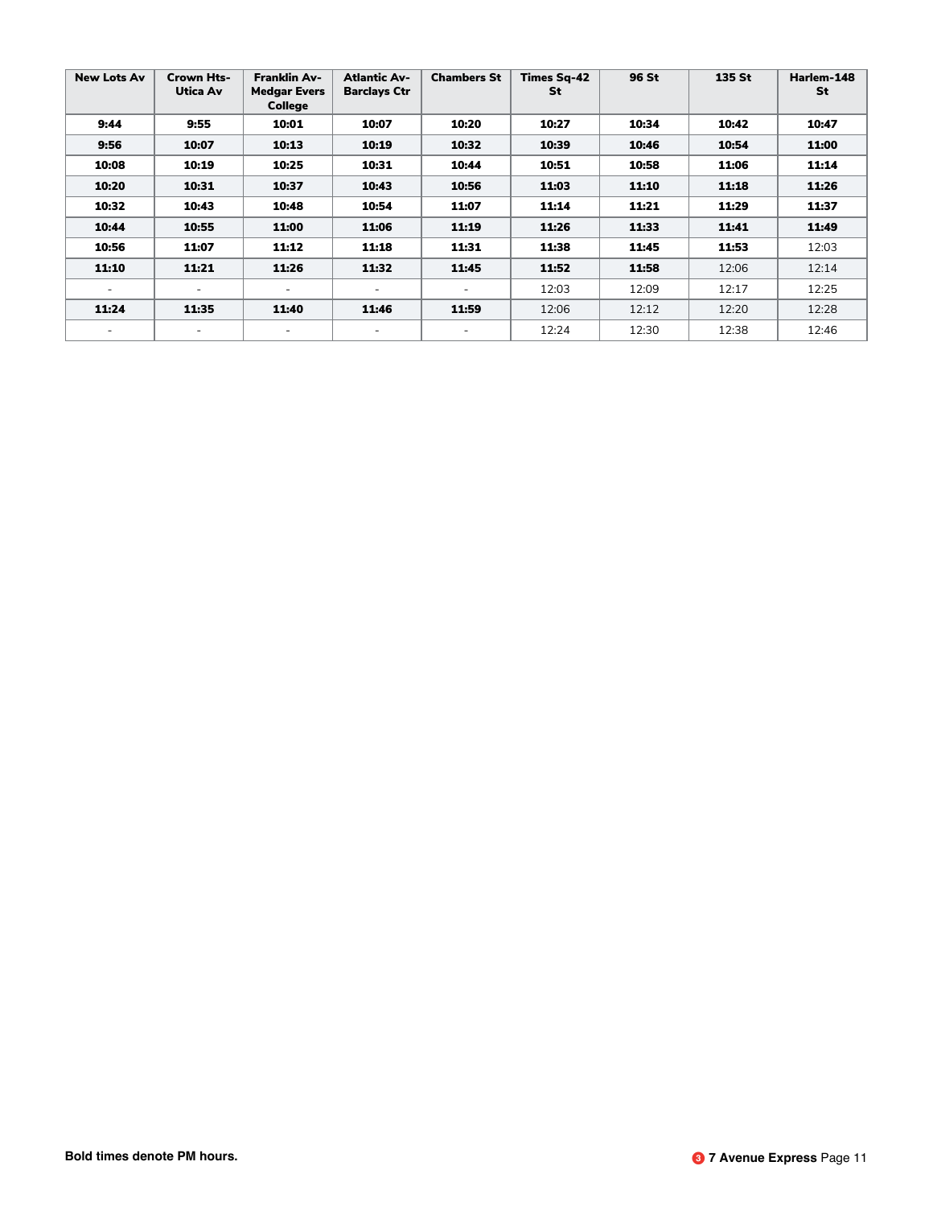| New Lots Av | Crown Hts-Utica Av | Franklin Av-Medgar Evers College | Atlantic Av-Barclays Ctr | Chambers St | Times Sq-42 St | 96 St | 135 St | Harlem-148 St |
|---|---|---|---|---|---|---|---|---|
| **9:44** | **9:55** | **10:01** | **10:07** | **10:20** | **10:27** | **10:34** | **10:42** | **10:47** |
| **9:56** | **10:07** | **10:13** | **10:19** | **10:32** | **10:39** | **10:46** | **10:54** | **11:00** |
| **10:08** | **10:19** | **10:25** | **10:31** | **10:44** | **10:51** | **10:58** | **11:06** | **11:14** |
| **10:20** | **10:31** | **10:37** | **10:43** | **10:56** | **11:03** | **11:10** | **11:18** | **11:26** |
| **10:32** | **10:43** | **10:48** | **10:54** | **11:07** | **11:14** | **11:21** | **11:29** | **11:37** |
| **10:44** | **10:55** | **11:00** | **11:06** | **11:19** | **11:26** | **11:33** | **11:41** | **11:49** |
| **10:56** | **11:07** | **11:12** | **11:18** | **11:31** | **11:38** | **11:45** | **11:53** | 12:03 |
| **11:10** | **11:21** | **11:26** | **11:32** | **11:45** | **11:52** | **11:58** | 12:06 | 12:14 |
| - | - | - | - | - | 12:03 | 12:09 | 12:17 | 12:25 |
| **11:24** | **11:35** | **11:40** | **11:46** | **11:59** | 12:06 | 12:12 | 12:20 | 12:28 |
| - | - | - | - | - | 12:24 | 12:30 | 12:38 | 12:46 |

**Bold times denote PM hours.**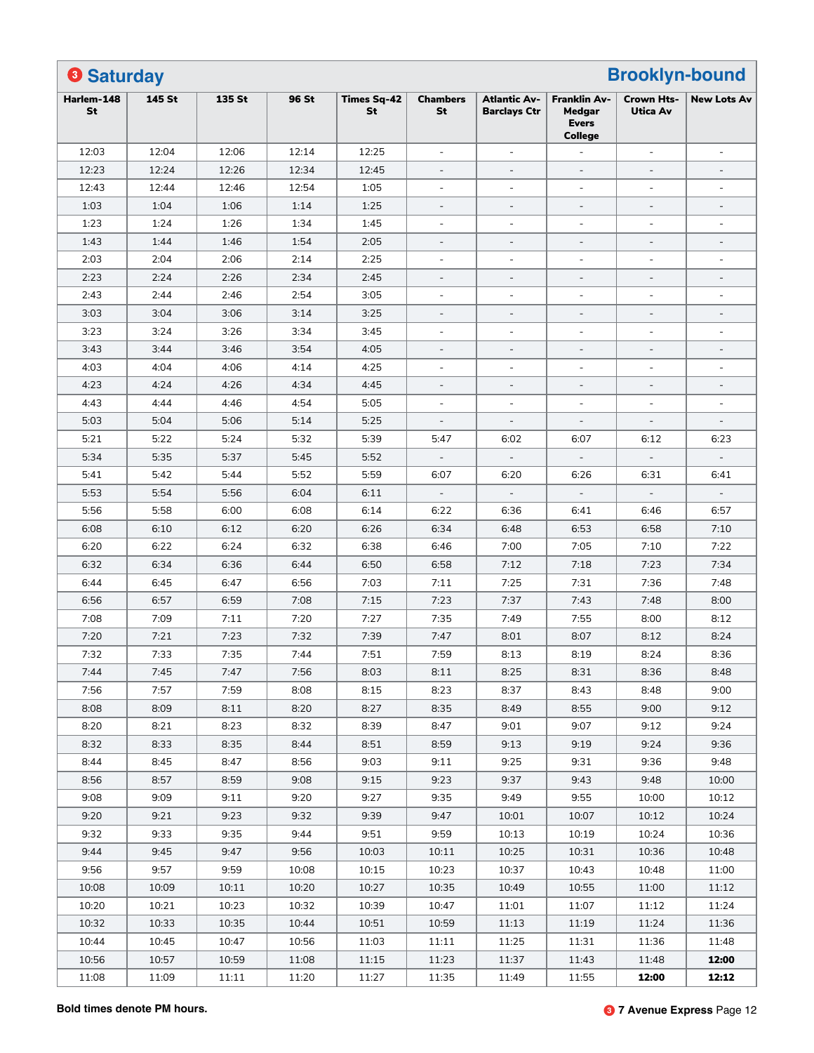## 3 Saturday — Brooklyn-bound

| Harlem-148 St | 145 St | 135 St | 96 St | Times Sq-42 St | Chambers St | Atlantic Av-Barclays Ctr | Franklin Av-Medgar Evers College | Crown Hts-Utica Av | New Lots Av |
|---|---|---|---|---|---|---|---|---|---|
| 12:03 | 12:04 | 12:06 | 12:14 | 12:25 | - | - | - | - | - |
| 12:23 | 12:24 | 12:26 | 12:34 | 12:45 | - | - | - | - | - |
| 12:43 | 12:44 | 12:46 | 12:54 | 1:05 | - | - | - | - | - |
| 1:03 | 1:04 | 1:06 | 1:14 | 1:25 | - | - | - | - | - |
| 1:23 | 1:24 | 1:26 | 1:34 | 1:45 | - | - | - | - | - |
| 1:43 | 1:44 | 1:46 | 1:54 | 2:05 | - | - | - | - | - |
| 2:03 | 2:04 | 2:06 | 2:14 | 2:25 | - | - | - | - | - |
| 2:23 | 2:24 | 2:26 | 2:34 | 2:45 | - | - | - | - | - |
| 2:43 | 2:44 | 2:46 | 2:54 | 3:05 | - | - | - | - | - |
| 3:03 | 3:04 | 3:06 | 3:14 | 3:25 | - | - | - | - | - |
| 3:23 | 3:24 | 3:26 | 3:34 | 3:45 | - | - | - | - | - |
| 3:43 | 3:44 | 3:46 | 3:54 | 4:05 | - | - | - | - | - |
| 4:03 | 4:04 | 4:06 | 4:14 | 4:25 | - | - | - | - | - |
| 4:23 | 4:24 | 4:26 | 4:34 | 4:45 | - | - | - | - | - |
| 4:43 | 4:44 | 4:46 | 4:54 | 5:05 | - | - | - | - | - |
| 5:03 | 5:04 | 5:06 | 5:14 | 5:25 | - | - | - | - | - |
| 5:21 | 5:22 | 5:24 | 5:32 | 5:39 | 5:47 | 6:02 | 6:07 | 6:12 | 6:23 |
| 5:34 | 5:35 | 5:37 | 5:45 | 5:52 | - | - | - | - | - |
| 5:41 | 5:42 | 5:44 | 5:52 | 5:59 | 6:07 | 6:20 | 6:26 | 6:31 | 6:41 |
| 5:53 | 5:54 | 5:56 | 6:04 | 6:11 | - | - | - | - | - |
| 5:56 | 5:58 | 6:00 | 6:08 | 6:14 | 6:22 | 6:36 | 6:41 | 6:46 | 6:57 |
| 6:08 | 6:10 | 6:12 | 6:20 | 6:26 | 6:34 | 6:48 | 6:53 | 6:58 | 7:10 |
| 6:20 | 6:22 | 6:24 | 6:32 | 6:38 | 6:46 | 7:00 | 7:05 | 7:10 | 7:22 |
| 6:32 | 6:34 | 6:36 | 6:44 | 6:50 | 6:58 | 7:12 | 7:18 | 7:23 | 7:34 |
| 6:44 | 6:45 | 6:47 | 6:56 | 7:03 | 7:11 | 7:25 | 7:31 | 7:36 | 7:48 |
| 6:56 | 6:57 | 6:59 | 7:08 | 7:15 | 7:23 | 7:37 | 7:43 | 7:48 | 8:00 |
| 7:08 | 7:09 | 7:11 | 7:20 | 7:27 | 7:35 | 7:49 | 7:55 | 8:00 | 8:12 |
| 7:20 | 7:21 | 7:23 | 7:32 | 7:39 | 7:47 | 8:01 | 8:07 | 8:12 | 8:24 |
| 7:32 | 7:33 | 7:35 | 7:44 | 7:51 | 7:59 | 8:13 | 8:19 | 8:24 | 8:36 |
| 7:44 | 7:45 | 7:47 | 7:56 | 8:03 | 8:11 | 8:25 | 8:31 | 8:36 | 8:48 |
| 7:56 | 7:57 | 7:59 | 8:08 | 8:15 | 8:23 | 8:37 | 8:43 | 8:48 | 9:00 |
| 8:08 | 8:09 | 8:11 | 8:20 | 8:27 | 8:35 | 8:49 | 8:55 | 9:00 | 9:12 |
| 8:20 | 8:21 | 8:23 | 8:32 | 8:39 | 8:47 | 9:01 | 9:07 | 9:12 | 9:24 |
| 8:32 | 8:33 | 8:35 | 8:44 | 8:51 | 8:59 | 9:13 | 9:19 | 9:24 | 9:36 |
| 8:44 | 8:45 | 8:47 | 8:56 | 9:03 | 9:11 | 9:25 | 9:31 | 9:36 | 9:48 |
| 8:56 | 8:57 | 8:59 | 9:08 | 9:15 | 9:23 | 9:37 | 9:43 | 9:48 | 10:00 |
| 9:08 | 9:09 | 9:11 | 9:20 | 9:27 | 9:35 | 9:49 | 9:55 | 10:00 | 10:12 |
| 9:20 | 9:21 | 9:23 | 9:32 | 9:39 | 9:47 | 10:01 | 10:07 | 10:12 | 10:24 |
| 9:32 | 9:33 | 9:35 | 9:44 | 9:51 | 9:59 | 10:13 | 10:19 | 10:24 | 10:36 |
| 9:44 | 9:45 | 9:47 | 9:56 | 10:03 | 10:11 | 10:25 | 10:31 | 10:36 | 10:48 |
| 9:56 | 9:57 | 9:59 | 10:08 | 10:15 | 10:23 | 10:37 | 10:43 | 10:48 | 11:00 |
| 10:08 | 10:09 | 10:11 | 10:20 | 10:27 | 10:35 | 10:49 | 10:55 | 11:00 | 11:12 |
| 10:20 | 10:21 | 10:23 | 10:32 | 10:39 | 10:47 | 11:01 | 11:07 | 11:12 | 11:24 |
| 10:32 | 10:33 | 10:35 | 10:44 | 10:51 | 10:59 | 11:13 | 11:19 | 11:24 | 11:36 |
| 10:44 | 10:45 | 10:47 | 10:56 | 11:03 | 11:11 | 11:25 | 11:31 | 11:36 | 11:48 |
| 10:56 | 10:57 | 10:59 | 11:08 | 11:15 | 11:23 | 11:37 | 11:43 | 11:48 | **12:00** |
| 11:08 | 11:09 | 11:11 | 11:20 | 11:27 | 11:35 | 11:49 | 11:55 | **12:00** | **12:12** |

**Bold times denote PM hours.**

**3 7 Avenue Express**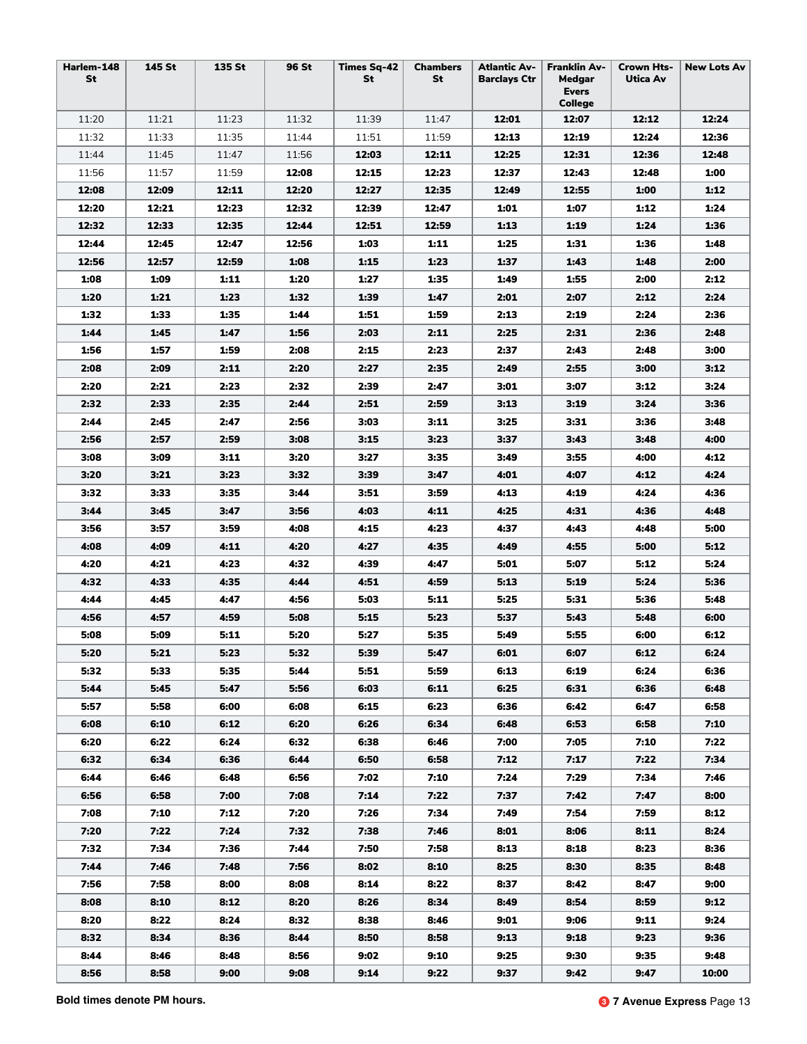| Harlem-148 St | 145 St | 135 St | 96 St | Times Sq-42 St | Chambers St | Atlantic Av-Barclays Ctr | Franklin Av-Medgar Evers College | Crown Hts-Utica Av | New Lots Av |
|---|---|---|---|---|---|---|---|---|---|
| 11:20 | 11:21 | 11:23 | 11:32 | 11:39 | 11:47 | **12:01** | **12:07** | **12:12** | **12:24** |
| 11:32 | 11:33 | 11:35 | 11:44 | 11:51 | 11:59 | **12:13** | **12:19** | **12:24** | **12:36** |
| 11:44 | 11:45 | 11:47 | 11:56 | **12:03** | **12:11** | **12:25** | **12:31** | **12:36** | **12:48** |
| 11:56 | 11:57 | 11:59 | **12:08** | **12:15** | **12:23** | **12:37** | **12:43** | **12:48** | **1:00** |
| **12:08** | **12:09** | **12:11** | **12:20** | **12:27** | **12:35** | **12:49** | **12:55** | **1:00** | **1:12** |
| **12:20** | **12:21** | **12:23** | **12:32** | **12:39** | **12:47** | **1:01** | **1:07** | **1:12** | **1:24** |
| **12:32** | **12:33** | **12:35** | **12:44** | **12:51** | **12:59** | **1:13** | **1:19** | **1:24** | **1:36** |
| **12:44** | **12:45** | **12:47** | **12:56** | **1:03** | **1:11** | **1:25** | **1:31** | **1:36** | **1:48** |
| **12:56** | **12:57** | **12:59** | **1:08** | **1:15** | **1:23** | **1:37** | **1:43** | **1:48** | **2:00** |
| **1:08** | **1:09** | **1:11** | **1:20** | **1:27** | **1:35** | **1:49** | **1:55** | **2:00** | **2:12** |
| **1:20** | **1:21** | **1:23** | **1:32** | **1:39** | **1:47** | **2:01** | **2:07** | **2:12** | **2:24** |
| **1:32** | **1:33** | **1:35** | **1:44** | **1:51** | **1:59** | **2:13** | **2:19** | **2:24** | **2:36** |
| **1:44** | **1:45** | **1:47** | **1:56** | **2:03** | **2:11** | **2:25** | **2:31** | **2:36** | **2:48** |
| **1:56** | **1:57** | **1:59** | **2:08** | **2:15** | **2:23** | **2:37** | **2:43** | **2:48** | **3:00** |
| **2:08** | **2:09** | **2:11** | **2:20** | **2:27** | **2:35** | **2:49** | **2:55** | **3:00** | **3:12** |
| **2:20** | **2:21** | **2:23** | **2:32** | **2:39** | **2:47** | **3:01** | **3:07** | **3:12** | **3:24** |
| **2:32** | **2:33** | **2:35** | **2:44** | **2:51** | **2:59** | **3:13** | **3:19** | **3:24** | **3:36** |
| **2:44** | **2:45** | **2:47** | **2:56** | **3:03** | **3:11** | **3:25** | **3:31** | **3:36** | **3:48** |
| **2:56** | **2:57** | **2:59** | **3:08** | **3:15** | **3:23** | **3:37** | **3:43** | **3:48** | **4:00** |
| **3:08** | **3:09** | **3:11** | **3:20** | **3:27** | **3:35** | **3:49** | **3:55** | **4:00** | **4:12** |
| **3:20** | **3:21** | **3:23** | **3:32** | **3:39** | **3:47** | **4:01** | **4:07** | **4:12** | **4:24** |
| **3:32** | **3:33** | **3:35** | **3:44** | **3:51** | **3:59** | **4:13** | **4:19** | **4:24** | **4:36** |
| **3:44** | **3:45** | **3:47** | **3:56** | **4:03** | **4:11** | **4:25** | **4:31** | **4:36** | **4:48** |
| **3:56** | **3:57** | **3:59** | **4:08** | **4:15** | **4:23** | **4:37** | **4:43** | **4:48** | **5:00** |
| **4:08** | **4:09** | **4:11** | **4:20** | **4:27** | **4:35** | **4:49** | **4:55** | **5:00** | **5:12** |
| **4:20** | **4:21** | **4:23** | **4:32** | **4:39** | **4:47** | **5:01** | **5:07** | **5:12** | **5:24** |
| **4:32** | **4:33** | **4:35** | **4:44** | **4:51** | **4:59** | **5:13** | **5:19** | **5:24** | **5:36** |
| **4:44** | **4:45** | **4:47** | **4:56** | **5:03** | **5:11** | **5:25** | **5:31** | **5:36** | **5:48** |
| **4:56** | **4:57** | **4:59** | **5:08** | **5:15** | **5:23** | **5:37** | **5:43** | **5:48** | **6:00** |
| **5:08** | **5:09** | **5:11** | **5:20** | **5:27** | **5:35** | **5:49** | **5:55** | **6:00** | **6:12** |
| **5:20** | **5:21** | **5:23** | **5:32** | **5:39** | **5:47** | **6:01** | **6:07** | **6:12** | **6:24** |
| **5:32** | **5:33** | **5:35** | **5:44** | **5:51** | **5:59** | **6:13** | **6:19** | **6:24** | **6:36** |
| **5:44** | **5:45** | **5:47** | **5:56** | **6:03** | **6:11** | **6:25** | **6:31** | **6:36** | **6:48** |
| **5:57** | **5:58** | **6:00** | **6:08** | **6:15** | **6:23** | **6:36** | **6:42** | **6:47** | **6:58** |
| **6:08** | **6:10** | **6:12** | **6:20** | **6:26** | **6:34** | **6:48** | **6:53** | **6:58** | **7:10** |
| **6:20** | **6:22** | **6:24** | **6:32** | **6:38** | **6:46** | **7:00** | **7:05** | **7:10** | **7:22** |
| **6:32** | **6:34** | **6:36** | **6:44** | **6:50** | **6:58** | **7:12** | **7:17** | **7:22** | **7:34** |
| **6:44** | **6:46** | **6:48** | **6:56** | **7:02** | **7:10** | **7:24** | **7:29** | **7:34** | **7:46** |
| **6:56** | **6:58** | **7:00** | **7:08** | **7:14** | **7:22** | **7:37** | **7:42** | **7:47** | **8:00** |
| **7:08** | **7:10** | **7:12** | **7:20** | **7:26** | **7:34** | **7:49** | **7:54** | **7:59** | **8:12** |
| **7:20** | **7:22** | **7:24** | **7:32** | **7:38** | **7:46** | **8:01** | **8:06** | **8:11** | **8:24** |
| **7:32** | **7:34** | **7:36** | **7:44** | **7:50** | **7:58** | **8:13** | **8:18** | **8:23** | **8:36** |
| **7:44** | **7:46** | **7:48** | **7:56** | **8:02** | **8:10** | **8:25** | **8:30** | **8:35** | **8:48** |
| **7:56** | **7:58** | **8:00** | **8:08** | **8:14** | **8:22** | **8:37** | **8:42** | **8:47** | **9:00** |
| **8:08** | **8:10** | **8:12** | **8:20** | **8:26** | **8:34** | **8:49** | **8:54** | **8:59** | **9:12** |
| **8:20** | **8:22** | **8:24** | **8:32** | **8:38** | **8:46** | **9:01** | **9:06** | **9:11** | **9:24** |
| **8:32** | **8:34** | **8:36** | **8:44** | **8:50** | **8:58** | **9:13** | **9:18** | **9:23** | **9:36** |
| **8:44** | **8:46** | **8:48** | **8:56** | **9:02** | **9:10** | **9:25** | **9:30** | **9:35** | **9:48** |
| **8:56** | **8:58** | **9:00** | **9:08** | **9:14** | **9:22** | **9:37** | **9:42** | **9:47** | **10:00** |

**Bold times denote PM hours.**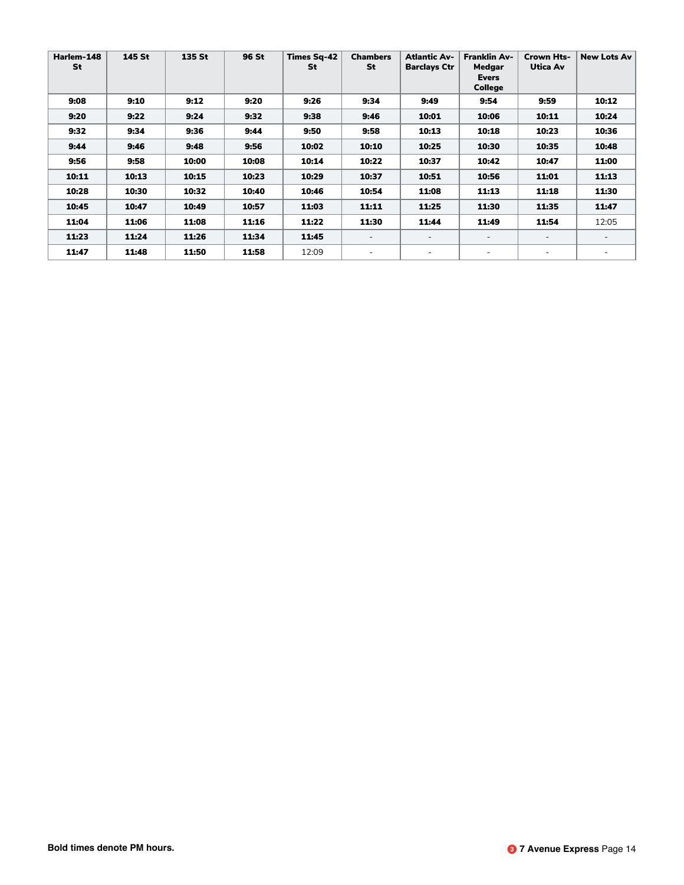| Harlem-148 St | 145 St | 135 St | 96 St | Times Sq-42 St | Chambers St | Atlantic Av-Barclays Ctr | Franklin Av-Medgar Evers College | Crown Hts-Utica Av | New Lots Av |
|---|---|---|---|---|---|---|---|---|---|
| **9:08** | **9:10** | **9:12** | **9:20** | **9:26** | **9:34** | **9:49** | **9:54** | **9:59** | **10:12** |
| **9:20** | **9:22** | **9:24** | **9:32** | **9:38** | **9:46** | **10:01** | **10:06** | **10:11** | **10:24** |
| **9:32** | **9:34** | **9:36** | **9:44** | **9:50** | **9:58** | **10:13** | **10:18** | **10:23** | **10:36** |
| **9:44** | **9:46** | **9:48** | **9:56** | **10:02** | **10:10** | **10:25** | **10:30** | **10:35** | **10:48** |
| **9:56** | **9:58** | **10:00** | **10:08** | **10:14** | **10:22** | **10:37** | **10:42** | **10:47** | **11:00** |
| **10:11** | **10:13** | **10:15** | **10:23** | **10:29** | **10:37** | **10:51** | **10:56** | **11:01** | **11:13** |
| **10:28** | **10:30** | **10:32** | **10:40** | **10:46** | **10:54** | **11:08** | **11:13** | **11:18** | **11:30** |
| **10:45** | **10:47** | **10:49** | **10:57** | **11:03** | **11:11** | **11:25** | **11:30** | **11:35** | **11:47** |
| **11:04** | **11:06** | **11:08** | **11:16** | **11:22** | **11:30** | **11:44** | **11:49** | **11:54** | 12:05 |
| **11:23** | **11:24** | **11:26** | **11:34** | **11:45** | - | - | - | - | - |
| **11:47** | **11:48** | **11:50** | **11:58** | 12:09 | - | - | - | - | - |

**Bold times denote PM hours.**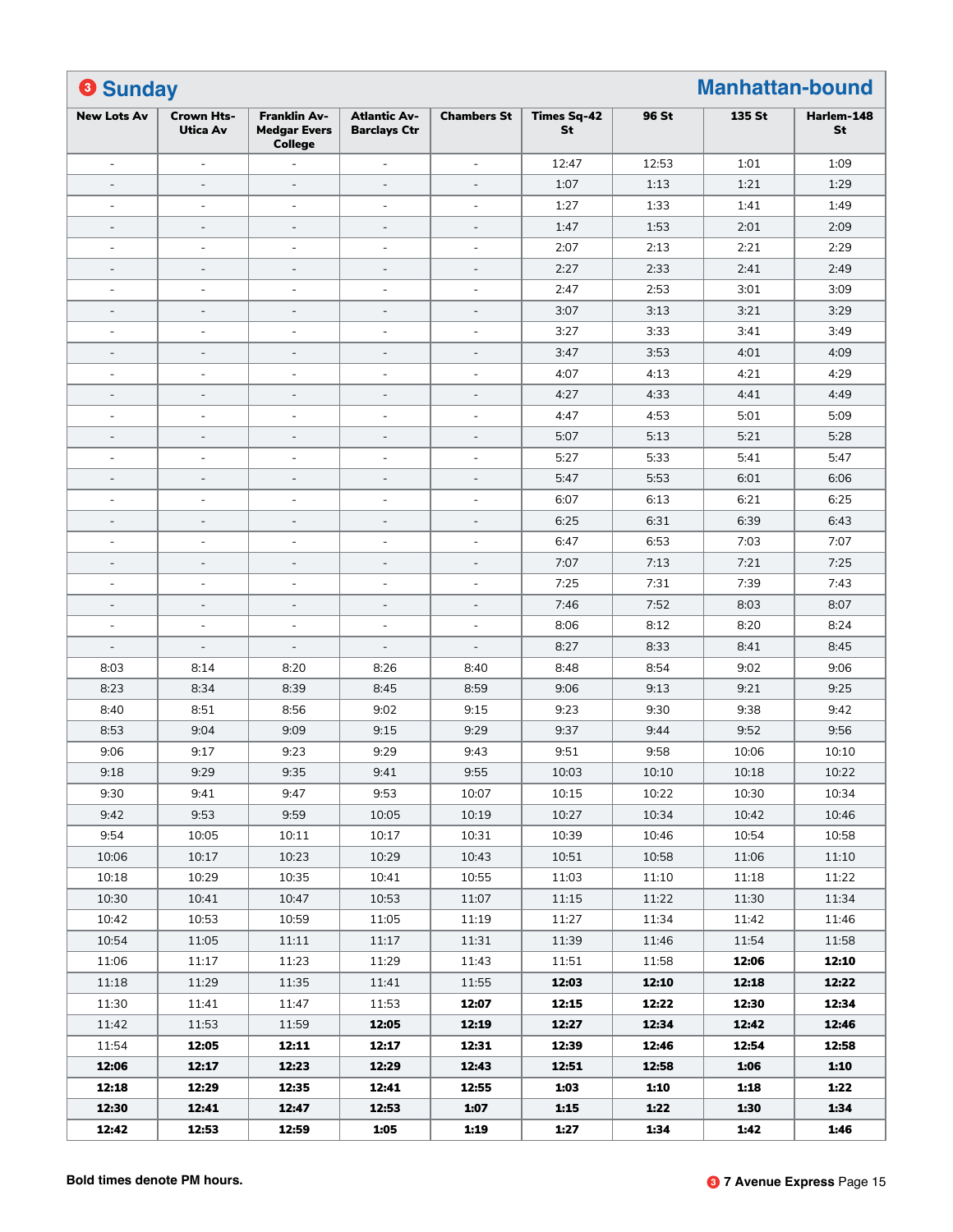## 3 Sunday — Manhattan-bound

| New Lots Av | Crown Hts-Utica Av | Franklin Av-Medgar Evers College | Atlantic Av-Barclays Ctr | Chambers St | Times Sq-42 St | 96 St | 135 St | Harlem-148 St |
|---|---|---|---|---|---|---|---|---|
| - | - | - | - | - | 12:47 | 12:53 | 1:01 | 1:09 |
| - | - | - | - | - | 1:07 | 1:13 | 1:21 | 1:29 |
| - | - | - | - | - | 1:27 | 1:33 | 1:41 | 1:49 |
| - | - | - | - | - | 1:47 | 1:53 | 2:01 | 2:09 |
| - | - | - | - | - | 2:07 | 2:13 | 2:21 | 2:29 |
| - | - | - | - | - | 2:27 | 2:33 | 2:41 | 2:49 |
| - | - | - | - | - | 2:47 | 2:53 | 3:01 | 3:09 |
| - | - | - | - | - | 3:07 | 3:13 | 3:21 | 3:29 |
| - | - | - | - | - | 3:27 | 3:33 | 3:41 | 3:49 |
| - | - | - | - | - | 3:47 | 3:53 | 4:01 | 4:09 |
| - | - | - | - | - | 4:07 | 4:13 | 4:21 | 4:29 |
| - | - | - | - | - | 4:27 | 4:33 | 4:41 | 4:49 |
| - | - | - | - | - | 4:47 | 4:53 | 5:01 | 5:09 |
| - | - | - | - | - | 5:07 | 5:13 | 5:21 | 5:28 |
| - | - | - | - | - | 5:27 | 5:33 | 5:41 | 5:47 |
| - | - | - | - | - | 5:47 | 5:53 | 6:01 | 6:06 |
| - | - | - | - | - | 6:07 | 6:13 | 6:21 | 6:25 |
| - | - | - | - | - | 6:25 | 6:31 | 6:39 | 6:43 |
| - | - | - | - | - | 6:47 | 6:53 | 7:03 | 7:07 |
| - | - | - | - | - | 7:07 | 7:13 | 7:21 | 7:25 |
| - | - | - | - | - | 7:25 | 7:31 | 7:39 | 7:43 |
| - | - | - | - | - | 7:46 | 7:52 | 8:03 | 8:07 |
| - | - | - | - | - | 8:06 | 8:12 | 8:20 | 8:24 |
| - | - | - | - | - | 8:27 | 8:33 | 8:41 | 8:45 |
| 8:03 | 8:14 | 8:20 | 8:26 | 8:40 | 8:48 | 8:54 | 9:02 | 9:06 |
| 8:23 | 8:34 | 8:39 | 8:45 | 8:59 | 9:06 | 9:13 | 9:21 | 9:25 |
| 8:40 | 8:51 | 8:56 | 9:02 | 9:15 | 9:23 | 9:30 | 9:38 | 9:42 |
| 8:53 | 9:04 | 9:09 | 9:15 | 9:29 | 9:37 | 9:44 | 9:52 | 9:56 |
| 9:06 | 9:17 | 9:23 | 9:29 | 9:43 | 9:51 | 9:58 | 10:06 | 10:10 |
| 9:18 | 9:29 | 9:35 | 9:41 | 9:55 | 10:03 | 10:10 | 10:18 | 10:22 |
| 9:30 | 9:41 | 9:47 | 9:53 | 10:07 | 10:15 | 10:22 | 10:30 | 10:34 |
| 9:42 | 9:53 | 9:59 | 10:05 | 10:19 | 10:27 | 10:34 | 10:42 | 10:46 |
| 9:54 | 10:05 | 10:11 | 10:17 | 10:31 | 10:39 | 10:46 | 10:54 | 10:58 |
| 10:06 | 10:17 | 10:23 | 10:29 | 10:43 | 10:51 | 10:58 | 11:06 | 11:10 |
| 10:18 | 10:29 | 10:35 | 10:41 | 10:55 | 11:03 | 11:10 | 11:18 | 11:22 |
| 10:30 | 10:41 | 10:47 | 10:53 | 11:07 | 11:15 | 11:22 | 11:30 | 11:34 |
| 10:42 | 10:53 | 10:59 | 11:05 | 11:19 | 11:27 | 11:34 | 11:42 | 11:46 |
| 10:54 | 11:05 | 11:11 | 11:17 | 11:31 | 11:39 | 11:46 | 11:54 | 11:58 |
| 11:06 | 11:17 | 11:23 | 11:29 | 11:43 | 11:51 | 11:58 | **12:06** | **12:10** |
| 11:18 | 11:29 | 11:35 | 11:41 | 11:55 | **12:03** | **12:10** | **12:18** | **12:22** |
| 11:30 | 11:41 | 11:47 | 11:53 | **12:07** | **12:15** | **12:22** | **12:30** | **12:34** |
| 11:42 | 11:53 | 11:59 | **12:05** | **12:19** | **12:27** | **12:34** | **12:42** | **12:46** |
| 11:54 | **12:05** | **12:11** | **12:17** | **12:31** | **12:39** | **12:46** | **12:54** | **12:58** |
| **12:06** | **12:17** | **12:23** | **12:29** | **12:43** | **12:51** | **12:58** | **1:06** | **1:10** |
| **12:18** | **12:29** | **12:35** | **12:41** | **12:55** | **1:03** | **1:10** | **1:18** | **1:22** |
| **12:30** | **12:41** | **12:47** | **12:53** | **1:07** | **1:15** | **1:22** | **1:30** | **1:34** |
| **12:42** | **12:53** | **12:59** | **1:05** | **1:19** | **1:27** | **1:34** | **1:42** | **1:46** |

**Bold times denote PM hours.**

3 **7 Avenue Express**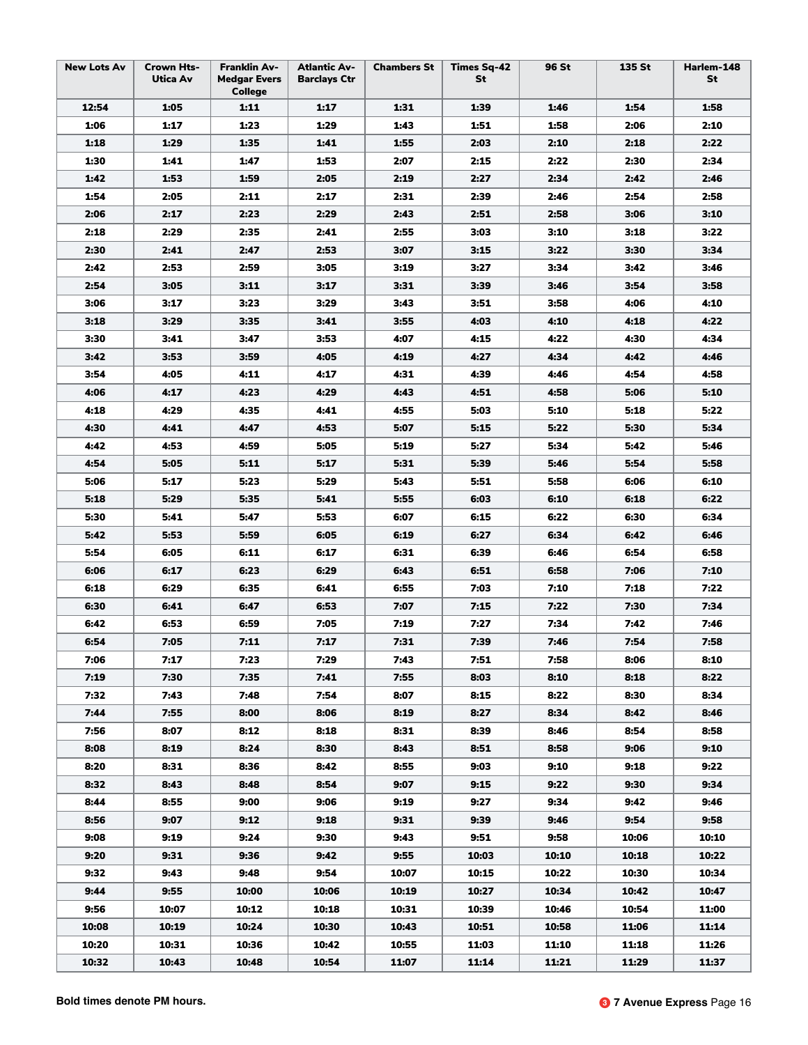| New Lots Av | Crown Hts-Utica Av | Franklin Av-Medgar Evers College | Atlantic Av-Barclays Ctr | Chambers St | Times Sq-42 St | 96 St | 135 St | Harlem-148 St |
|---|---|---|---|---|---|---|---|---|
| **12:54** | **1:05** | **1:11** | **1:17** | **1:31** | **1:39** | **1:46** | **1:54** | **1:58** |
| **1:06** | **1:17** | **1:23** | **1:29** | **1:43** | **1:51** | **1:58** | **2:06** | **2:10** |
| **1:18** | **1:29** | **1:35** | **1:41** | **1:55** | **2:03** | **2:10** | **2:18** | **2:22** |
| **1:30** | **1:41** | **1:47** | **1:53** | **2:07** | **2:15** | **2:22** | **2:30** | **2:34** |
| **1:42** | **1:53** | **1:59** | **2:05** | **2:19** | **2:27** | **2:34** | **2:42** | **2:46** |
| **1:54** | **2:05** | **2:11** | **2:17** | **2:31** | **2:39** | **2:46** | **2:54** | **2:58** |
| **2:06** | **2:17** | **2:23** | **2:29** | **2:43** | **2:51** | **2:58** | **3:06** | **3:10** |
| **2:18** | **2:29** | **2:35** | **2:41** | **2:55** | **3:03** | **3:10** | **3:18** | **3:22** |
| **2:30** | **2:41** | **2:47** | **2:53** | **3:07** | **3:15** | **3:22** | **3:30** | **3:34** |
| **2:42** | **2:53** | **2:59** | **3:05** | **3:19** | **3:27** | **3:34** | **3:42** | **3:46** |
| **2:54** | **3:05** | **3:11** | **3:17** | **3:31** | **3:39** | **3:46** | **3:54** | **3:58** |
| **3:06** | **3:17** | **3:23** | **3:29** | **3:43** | **3:51** | **3:58** | **4:06** | **4:10** |
| **3:18** | **3:29** | **3:35** | **3:41** | **3:55** | **4:03** | **4:10** | **4:18** | **4:22** |
| **3:30** | **3:41** | **3:47** | **3:53** | **4:07** | **4:15** | **4:22** | **4:30** | **4:34** |
| **3:42** | **3:53** | **3:59** | **4:05** | **4:19** | **4:27** | **4:34** | **4:42** | **4:46** |
| **3:54** | **4:05** | **4:11** | **4:17** | **4:31** | **4:39** | **4:46** | **4:54** | **4:58** |
| **4:06** | **4:17** | **4:23** | **4:29** | **4:43** | **4:51** | **4:58** | **5:06** | **5:10** |
| **4:18** | **4:29** | **4:35** | **4:41** | **4:55** | **5:03** | **5:10** | **5:18** | **5:22** |
| **4:30** | **4:41** | **4:47** | **4:53** | **5:07** | **5:15** | **5:22** | **5:30** | **5:34** |
| **4:42** | **4:53** | **4:59** | **5:05** | **5:19** | **5:27** | **5:34** | **5:42** | **5:46** |
| **4:54** | **5:05** | **5:11** | **5:17** | **5:31** | **5:39** | **5:46** | **5:54** | **5:58** |
| **5:06** | **5:17** | **5:23** | **5:29** | **5:43** | **5:51** | **5:58** | **6:06** | **6:10** |
| **5:18** | **5:29** | **5:35** | **5:41** | **5:55** | **6:03** | **6:10** | **6:18** | **6:22** |
| **5:30** | **5:41** | **5:47** | **5:53** | **6:07** | **6:15** | **6:22** | **6:30** | **6:34** |
| **5:42** | **5:53** | **5:59** | **6:05** | **6:19** | **6:27** | **6:34** | **6:42** | **6:46** |
| **5:54** | **6:05** | **6:11** | **6:17** | **6:31** | **6:39** | **6:46** | **6:54** | **6:58** |
| **6:06** | **6:17** | **6:23** | **6:29** | **6:43** | **6:51** | **6:58** | **7:06** | **7:10** |
| **6:18** | **6:29** | **6:35** | **6:41** | **6:55** | **7:03** | **7:10** | **7:18** | **7:22** |
| **6:30** | **6:41** | **6:47** | **6:53** | **7:07** | **7:15** | **7:22** | **7:30** | **7:34** |
| **6:42** | **6:53** | **6:59** | **7:05** | **7:19** | **7:27** | **7:34** | **7:42** | **7:46** |
| **6:54** | **7:05** | **7:11** | **7:17** | **7:31** | **7:39** | **7:46** | **7:54** | **7:58** |
| **7:06** | **7:17** | **7:23** | **7:29** | **7:43** | **7:51** | **7:58** | **8:06** | **8:10** |
| **7:19** | **7:30** | **7:35** | **7:41** | **7:55** | **8:03** | **8:10** | **8:18** | **8:22** |
| **7:32** | **7:43** | **7:48** | **7:54** | **8:07** | **8:15** | **8:22** | **8:30** | **8:34** |
| **7:44** | **7:55** | **8:00** | **8:06** | **8:19** | **8:27** | **8:34** | **8:42** | **8:46** |
| **7:56** | **8:07** | **8:12** | **8:18** | **8:31** | **8:39** | **8:46** | **8:54** | **8:58** |
| **8:08** | **8:19** | **8:24** | **8:30** | **8:43** | **8:51** | **8:58** | **9:06** | **9:10** |
| **8:20** | **8:31** | **8:36** | **8:42** | **8:55** | **9:03** | **9:10** | **9:18** | **9:22** |
| **8:32** | **8:43** | **8:48** | **8:54** | **9:07** | **9:15** | **9:22** | **9:30** | **9:34** |
| **8:44** | **8:55** | **9:00** | **9:06** | **9:19** | **9:27** | **9:34** | **9:42** | **9:46** |
| **8:56** | **9:07** | **9:12** | **9:18** | **9:31** | **9:39** | **9:46** | **9:54** | **9:58** |
| **9:08** | **9:19** | **9:24** | **9:30** | **9:43** | **9:51** | **9:58** | **10:06** | **10:10** |
| **9:20** | **9:31** | **9:36** | **9:42** | **9:55** | **10:03** | **10:10** | **10:18** | **10:22** |
| **9:32** | **9:43** | **9:48** | **9:54** | **10:07** | **10:15** | **10:22** | **10:30** | **10:34** |
| **9:44** | **9:55** | **10:00** | **10:06** | **10:19** | **10:27** | **10:34** | **10:42** | **10:47** |
| **9:56** | **10:07** | **10:12** | **10:18** | **10:31** | **10:39** | **10:46** | **10:54** | **11:00** |
| **10:08** | **10:19** | **10:24** | **10:30** | **10:43** | **10:51** | **10:58** | **11:06** | **11:14** |
| **10:20** | **10:31** | **10:36** | **10:42** | **10:55** | **11:03** | **11:10** | **11:18** | **11:26** |
| **10:32** | **10:43** | **10:48** | **10:54** | **11:07** | **11:14** | **11:21** | **11:29** | **11:37** |

**Bold times denote PM hours.**

**3 7 Avenue Express**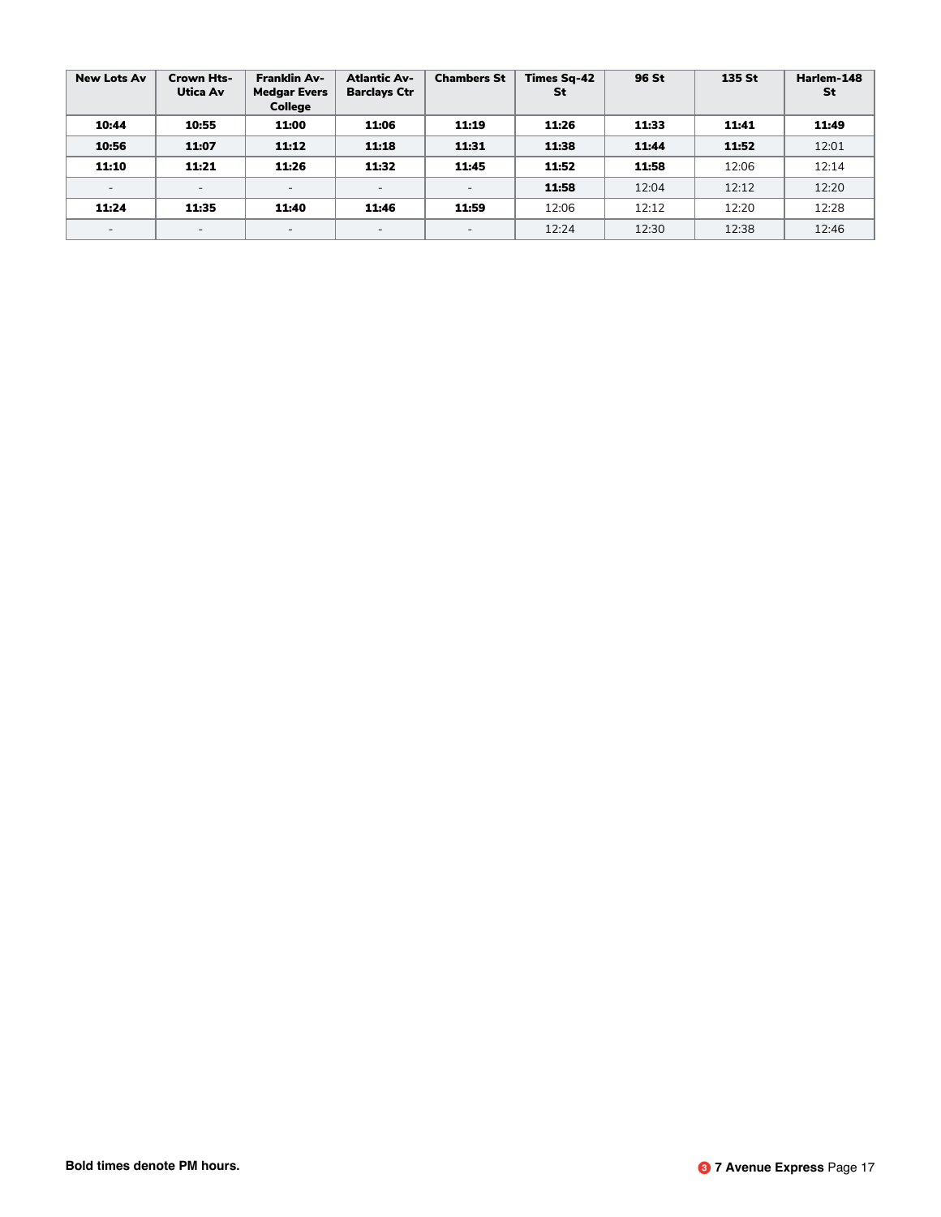| New Lots Av | Crown Hts-Utica Av | Franklin Av-Medgar Evers College | Atlantic Av-Barclays Ctr | Chambers St | Times Sq-42 St | 96 St | 135 St | Harlem-148 St |
|---|---|---|---|---|---|---|---|---|
| **10:44** | **10:55** | **11:00** | **11:06** | **11:19** | **11:26** | **11:33** | **11:41** | **11:49** |
| **10:56** | **11:07** | **11:12** | **11:18** | **11:31** | **11:38** | **11:44** | **11:52** | 12:01 |
| **11:10** | **11:21** | **11:26** | **11:32** | **11:45** | **11:52** | **11:58** | 12:06 | 12:14 |
| - | - | - | - | - | **11:58** | 12:04 | 12:12 | 12:20 |
| **11:24** | **11:35** | **11:40** | **11:46** | **11:59** | 12:06 | 12:12 | 12:20 | 12:28 |
| - | - | - | - | - | 12:24 | 12:30 | 12:38 | 12:46 |

**Bold times denote PM hours.**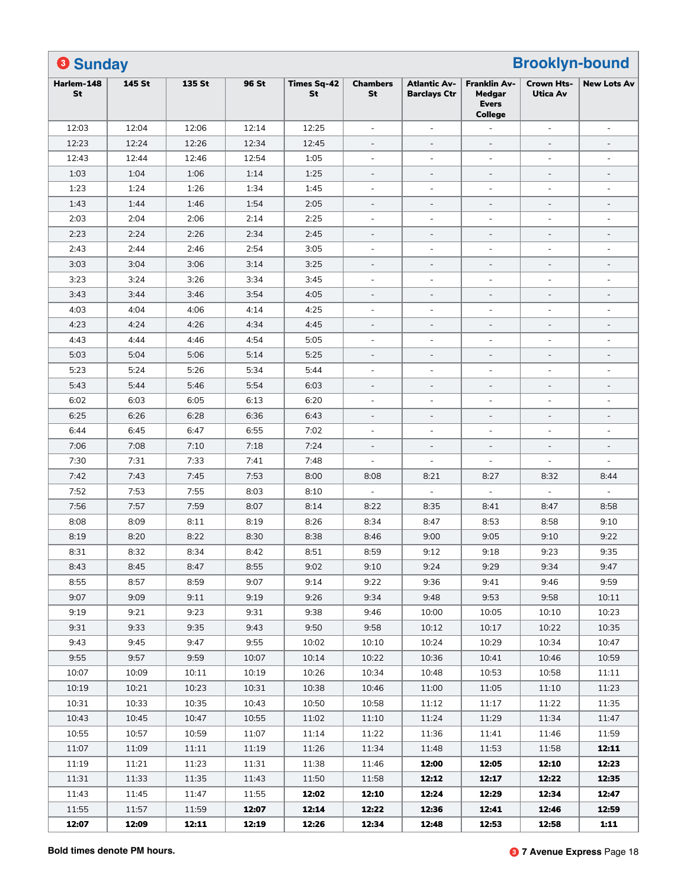## 3 Sunday — Brooklyn-bound

| Harlem-148 St | 145 St | 135 St | 96 St | Times Sq-42 St | Chambers St | Atlantic Av-Barclays Ctr | Franklin Av-Medgar Evers College | Crown Hts-Utica Av | New Lots Av |
|---|---|---|---|---|---|---|---|---|---|
| 12:03 | 12:04 | 12:06 | 12:14 | 12:25 | - | - | - | - | - |
| 12:23 | 12:24 | 12:26 | 12:34 | 12:45 | - | - | - | - | - |
| 12:43 | 12:44 | 12:46 | 12:54 | 1:05 | - | - | - | - | - |
| 1:03 | 1:04 | 1:06 | 1:14 | 1:25 | - | - | - | - | - |
| 1:23 | 1:24 | 1:26 | 1:34 | 1:45 | - | - | - | - | - |
| 1:43 | 1:44 | 1:46 | 1:54 | 2:05 | - | - | - | - | - |
| 2:03 | 2:04 | 2:06 | 2:14 | 2:25 | - | - | - | - | - |
| 2:23 | 2:24 | 2:26 | 2:34 | 2:45 | - | - | - | - | - |
| 2:43 | 2:44 | 2:46 | 2:54 | 3:05 | - | - | - | - | - |
| 3:03 | 3:04 | 3:06 | 3:14 | 3:25 | - | - | - | - | - |
| 3:23 | 3:24 | 3:26 | 3:34 | 3:45 | - | - | - | - | - |
| 3:43 | 3:44 | 3:46 | 3:54 | 4:05 | - | - | - | - | - |
| 4:03 | 4:04 | 4:06 | 4:14 | 4:25 | - | - | - | - | - |
| 4:23 | 4:24 | 4:26 | 4:34 | 4:45 | - | - | - | - | - |
| 4:43 | 4:44 | 4:46 | 4:54 | 5:05 | - | - | - | - | - |
| 5:03 | 5:04 | 5:06 | 5:14 | 5:25 | - | - | - | - | - |
| 5:23 | 5:24 | 5:26 | 5:34 | 5:44 | - | - | - | - | - |
| 5:43 | 5:44 | 5:46 | 5:54 | 6:03 | - | - | - | - | - |
| 6:02 | 6:03 | 6:05 | 6:13 | 6:20 | - | - | - | - | - |
| 6:25 | 6:26 | 6:28 | 6:36 | 6:43 | - | - | - | - | - |
| 6:44 | 6:45 | 6:47 | 6:55 | 7:02 | - | - | - | - | - |
| 7:06 | 7:08 | 7:10 | 7:18 | 7:24 | - | - | - | - | - |
| 7:30 | 7:31 | 7:33 | 7:41 | 7:48 | - | - | - | - | - |
| 7:42 | 7:43 | 7:45 | 7:53 | 8:00 | 8:08 | 8:21 | 8:27 | 8:32 | 8:44 |
| 7:52 | 7:53 | 7:55 | 8:03 | 8:10 | - | - | - | - | - |
| 7:56 | 7:57 | 7:59 | 8:07 | 8:14 | 8:22 | 8:35 | 8:41 | 8:47 | 8:58 |
| 8:08 | 8:09 | 8:11 | 8:19 | 8:26 | 8:34 | 8:47 | 8:53 | 8:58 | 9:10 |
| 8:19 | 8:20 | 8:22 | 8:30 | 8:38 | 8:46 | 9:00 | 9:05 | 9:10 | 9:22 |
| 8:31 | 8:32 | 8:34 | 8:42 | 8:51 | 8:59 | 9:12 | 9:18 | 9:23 | 9:35 |
| 8:43 | 8:45 | 8:47 | 8:55 | 9:02 | 9:10 | 9:24 | 9:29 | 9:34 | 9:47 |
| 8:55 | 8:57 | 8:59 | 9:07 | 9:14 | 9:22 | 9:36 | 9:41 | 9:46 | 9:59 |
| 9:07 | 9:09 | 9:11 | 9:19 | 9:26 | 9:34 | 9:48 | 9:53 | 9:58 | 10:11 |
| 9:19 | 9:21 | 9:23 | 9:31 | 9:38 | 9:46 | 10:00 | 10:05 | 10:10 | 10:23 |
| 9:31 | 9:33 | 9:35 | 9:43 | 9:50 | 9:58 | 10:12 | 10:17 | 10:22 | 10:35 |
| 9:43 | 9:45 | 9:47 | 9:55 | 10:02 | 10:10 | 10:24 | 10:29 | 10:34 | 10:47 |
| 9:55 | 9:57 | 9:59 | 10:07 | 10:14 | 10:22 | 10:36 | 10:41 | 10:46 | 10:59 |
| 10:07 | 10:09 | 10:11 | 10:19 | 10:26 | 10:34 | 10:48 | 10:53 | 10:58 | 11:11 |
| 10:19 | 10:21 | 10:23 | 10:31 | 10:38 | 10:46 | 11:00 | 11:05 | 11:10 | 11:23 |
| 10:31 | 10:33 | 10:35 | 10:43 | 10:50 | 10:58 | 11:12 | 11:17 | 11:22 | 11:35 |
| 10:43 | 10:45 | 10:47 | 10:55 | 11:02 | 11:10 | 11:24 | 11:29 | 11:34 | 11:47 |
| 10:55 | 10:57 | 10:59 | 11:07 | 11:14 | 11:22 | 11:36 | 11:41 | 11:46 | 11:59 |
| 11:07 | 11:09 | 11:11 | 11:19 | 11:26 | 11:34 | 11:48 | 11:53 | 11:58 | **12:11** |
| 11:19 | 11:21 | 11:23 | 11:31 | 11:38 | 11:46 | **12:00** | **12:05** | **12:10** | **12:23** |
| 11:31 | 11:33 | 11:35 | 11:43 | 11:50 | 11:58 | **12:12** | **12:17** | **12:22** | **12:35** |
| 11:43 | 11:45 | 11:47 | 11:55 | **12:02** | **12:10** | **12:24** | **12:29** | **12:34** | **12:47** |
| 11:55 | 11:57 | 11:59 | **12:07** | **12:14** | **12:22** | **12:36** | **12:41** | **12:46** | **12:59** |
| **12:07** | **12:09** | **12:11** | **12:19** | **12:26** | **12:34** | **12:48** | **12:53** | **12:58** | **1:11** |

**Bold times denote PM hours.**

3 **7 Avenue Express**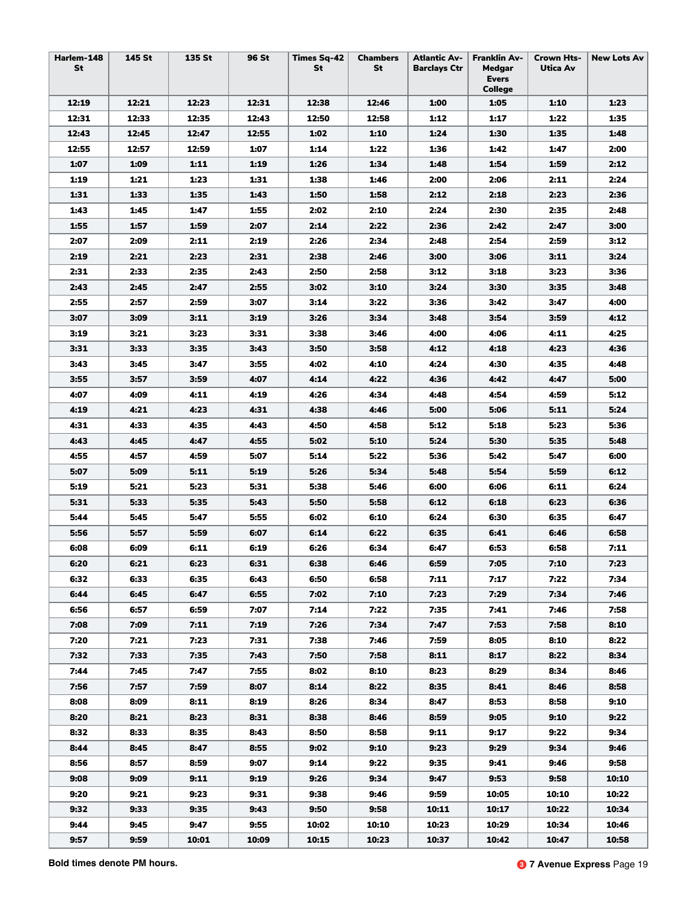| Harlem-148 St | 145 St | 135 St | 96 St | Times Sq-42 St | Chambers St | Atlantic Av-Barclays Ctr | Franklin Av-Medgar Evers College | Crown Hts-Utica Av | New Lots Av |
|---|---|---|---|---|---|---|---|---|---|
| **12:19** | **12:21** | **12:23** | **12:31** | **12:38** | **12:46** | **1:00** | **1:05** | **1:10** | **1:23** |
| **12:31** | **12:33** | **12:35** | **12:43** | **12:50** | **12:58** | **1:12** | **1:17** | **1:22** | **1:35** |
| **12:43** | **12:45** | **12:47** | **12:55** | **1:02** | **1:10** | **1:24** | **1:30** | **1:35** | **1:48** |
| **12:55** | **12:57** | **12:59** | **1:07** | **1:14** | **1:22** | **1:36** | **1:42** | **1:47** | **2:00** |
| **1:07** | **1:09** | **1:11** | **1:19** | **1:26** | **1:34** | **1:48** | **1:54** | **1:59** | **2:12** |
| **1:19** | **1:21** | **1:23** | **1:31** | **1:38** | **1:46** | **2:00** | **2:06** | **2:11** | **2:24** |
| **1:31** | **1:33** | **1:35** | **1:43** | **1:50** | **1:58** | **2:12** | **2:18** | **2:23** | **2:36** |
| **1:43** | **1:45** | **1:47** | **1:55** | **2:02** | **2:10** | **2:24** | **2:30** | **2:35** | **2:48** |
| **1:55** | **1:57** | **1:59** | **2:07** | **2:14** | **2:22** | **2:36** | **2:42** | **2:47** | **3:00** |
| **2:07** | **2:09** | **2:11** | **2:19** | **2:26** | **2:34** | **2:48** | **2:54** | **2:59** | **3:12** |
| **2:19** | **2:21** | **2:23** | **2:31** | **2:38** | **2:46** | **3:00** | **3:06** | **3:11** | **3:24** |
| **2:31** | **2:33** | **2:35** | **2:43** | **2:50** | **2:58** | **3:12** | **3:18** | **3:23** | **3:36** |
| **2:43** | **2:45** | **2:47** | **2:55** | **3:02** | **3:10** | **3:24** | **3:30** | **3:35** | **3:48** |
| **2:55** | **2:57** | **2:59** | **3:07** | **3:14** | **3:22** | **3:36** | **3:42** | **3:47** | **4:00** |
| **3:07** | **3:09** | **3:11** | **3:19** | **3:26** | **3:34** | **3:48** | **3:54** | **3:59** | **4:12** |
| **3:19** | **3:21** | **3:23** | **3:31** | **3:38** | **3:46** | **4:00** | **4:06** | **4:11** | **4:25** |
| **3:31** | **3:33** | **3:35** | **3:43** | **3:50** | **3:58** | **4:12** | **4:18** | **4:23** | **4:36** |
| **3:43** | **3:45** | **3:47** | **3:55** | **4:02** | **4:10** | **4:24** | **4:30** | **4:35** | **4:48** |
| **3:55** | **3:57** | **3:59** | **4:07** | **4:14** | **4:22** | **4:36** | **4:42** | **4:47** | **5:00** |
| **4:07** | **4:09** | **4:11** | **4:19** | **4:26** | **4:34** | **4:48** | **4:54** | **4:59** | **5:12** |
| **4:19** | **4:21** | **4:23** | **4:31** | **4:38** | **4:46** | **5:00** | **5:06** | **5:11** | **5:24** |
| **4:31** | **4:33** | **4:35** | **4:43** | **4:50** | **4:58** | **5:12** | **5:18** | **5:23** | **5:36** |
| **4:43** | **4:45** | **4:47** | **4:55** | **5:02** | **5:10** | **5:24** | **5:30** | **5:35** | **5:48** |
| **4:55** | **4:57** | **4:59** | **5:07** | **5:14** | **5:22** | **5:36** | **5:42** | **5:47** | **6:00** |
| **5:07** | **5:09** | **5:11** | **5:19** | **5:26** | **5:34** | **5:48** | **5:54** | **5:59** | **6:12** |
| **5:19** | **5:21** | **5:23** | **5:31** | **5:38** | **5:46** | **6:00** | **6:06** | **6:11** | **6:24** |
| **5:31** | **5:33** | **5:35** | **5:43** | **5:50** | **5:58** | **6:12** | **6:18** | **6:23** | **6:36** |
| **5:44** | **5:45** | **5:47** | **5:55** | **6:02** | **6:10** | **6:24** | **6:30** | **6:35** | **6:47** |
| **5:56** | **5:57** | **5:59** | **6:07** | **6:14** | **6:22** | **6:35** | **6:41** | **6:46** | **6:58** |
| **6:08** | **6:09** | **6:11** | **6:19** | **6:26** | **6:34** | **6:47** | **6:53** | **6:58** | **7:11** |
| **6:20** | **6:21** | **6:23** | **6:31** | **6:38** | **6:46** | **6:59** | **7:05** | **7:10** | **7:23** |
| **6:32** | **6:33** | **6:35** | **6:43** | **6:50** | **6:58** | **7:11** | **7:17** | **7:22** | **7:34** |
| **6:44** | **6:45** | **6:47** | **6:55** | **7:02** | **7:10** | **7:23** | **7:29** | **7:34** | **7:46** |
| **6:56** | **6:57** | **6:59** | **7:07** | **7:14** | **7:22** | **7:35** | **7:41** | **7:46** | **7:58** |
| **7:08** | **7:09** | **7:11** | **7:19** | **7:26** | **7:34** | **7:47** | **7:53** | **7:58** | **8:10** |
| **7:20** | **7:21** | **7:23** | **7:31** | **7:38** | **7:46** | **7:59** | **8:05** | **8:10** | **8:22** |
| **7:32** | **7:33** | **7:35** | **7:43** | **7:50** | **7:58** | **8:11** | **8:17** | **8:22** | **8:34** |
| **7:44** | **7:45** | **7:47** | **7:55** | **8:02** | **8:10** | **8:23** | **8:29** | **8:34** | **8:46** |
| **7:56** | **7:57** | **7:59** | **8:07** | **8:14** | **8:22** | **8:35** | **8:41** | **8:46** | **8:58** |
| **8:08** | **8:09** | **8:11** | **8:19** | **8:26** | **8:34** | **8:47** | **8:53** | **8:58** | **9:10** |
| **8:20** | **8:21** | **8:23** | **8:31** | **8:38** | **8:46** | **8:59** | **9:05** | **9:10** | **9:22** |
| **8:32** | **8:33** | **8:35** | **8:43** | **8:50** | **8:58** | **9:11** | **9:17** | **9:22** | **9:34** |
| **8:44** | **8:45** | **8:47** | **8:55** | **9:02** | **9:10** | **9:23** | **9:29** | **9:34** | **9:46** |
| **8:56** | **8:57** | **8:59** | **9:07** | **9:14** | **9:22** | **9:35** | **9:41** | **9:46** | **9:58** |
| **9:08** | **9:09** | **9:11** | **9:19** | **9:26** | **9:34** | **9:47** | **9:53** | **9:58** | **10:10** |
| **9:20** | **9:21** | **9:23** | **9:31** | **9:38** | **9:46** | **9:59** | **10:05** | **10:10** | **10:22** |
| **9:32** | **9:33** | **9:35** | **9:43** | **9:50** | **9:58** | **10:11** | **10:17** | **10:22** | **10:34** |
| **9:44** | **9:45** | **9:47** | **9:55** | **10:02** | **10:10** | **10:23** | **10:29** | **10:34** | **10:46** |
| **9:57** | **9:59** | **10:01** | **10:09** | **10:15** | **10:23** | **10:37** | **10:42** | **10:47** | **10:58** |

**Bold times denote PM hours.**

**3 7 Avenue Express**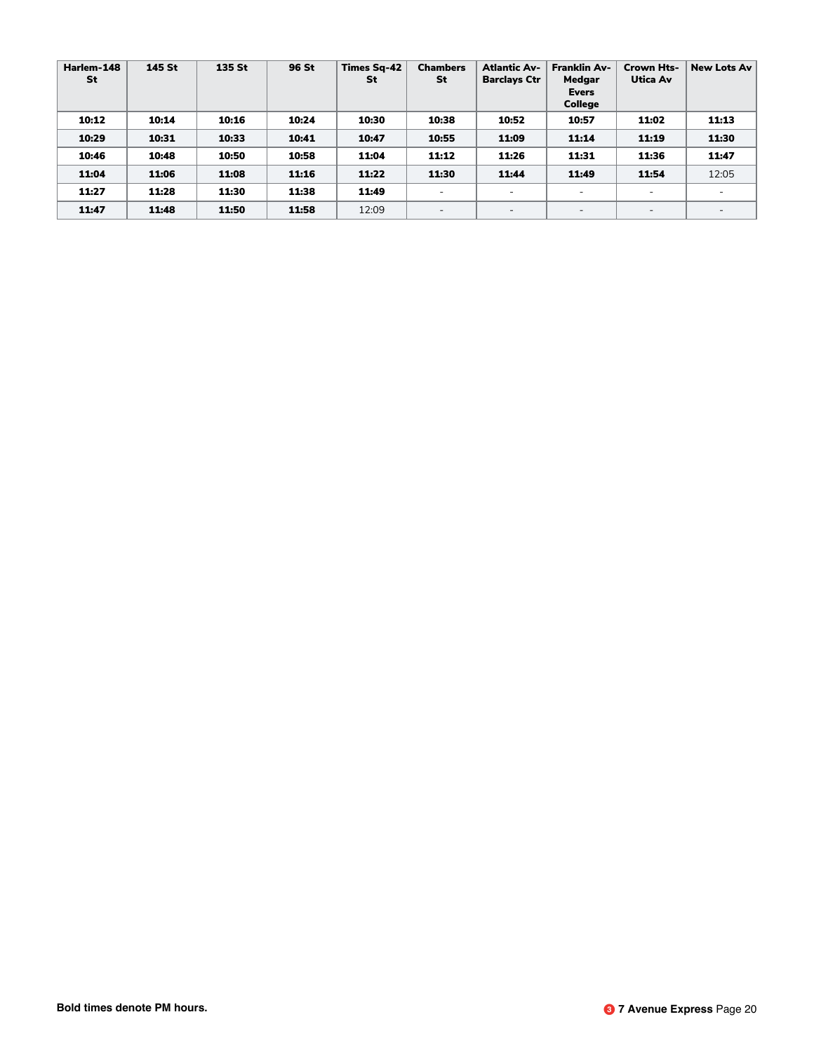| Harlem-148 St | 145 St | 135 St | 96 St | Times Sq-42 St | Chambers St | Atlantic Av-Barclays Ctr | Franklin Av-Medgar Evers College | Crown Hts-Utica Av | New Lots Av |
|---|---|---|---|---|---|---|---|---|---|
| **10:12** | **10:14** | **10:16** | **10:24** | **10:30** | **10:38** | **10:52** | **10:57** | **11:02** | **11:13** |
| **10:29** | **10:31** | **10:33** | **10:41** | **10:47** | **10:55** | **11:09** | **11:14** | **11:19** | **11:30** |
| **10:46** | **10:48** | **10:50** | **10:58** | **11:04** | **11:12** | **11:26** | **11:31** | **11:36** | **11:47** |
| **11:04** | **11:06** | **11:08** | **11:16** | **11:22** | **11:30** | **11:44** | **11:49** | **11:54** | 12:05 |
| **11:27** | **11:28** | **11:30** | **11:38** | **11:49** | - | - | - | - | - |
| **11:47** | **11:48** | **11:50** | **11:58** | 12:09 | - | - | - | - | - |

**Bold times denote PM hours.**

**3 7 Avenue Express**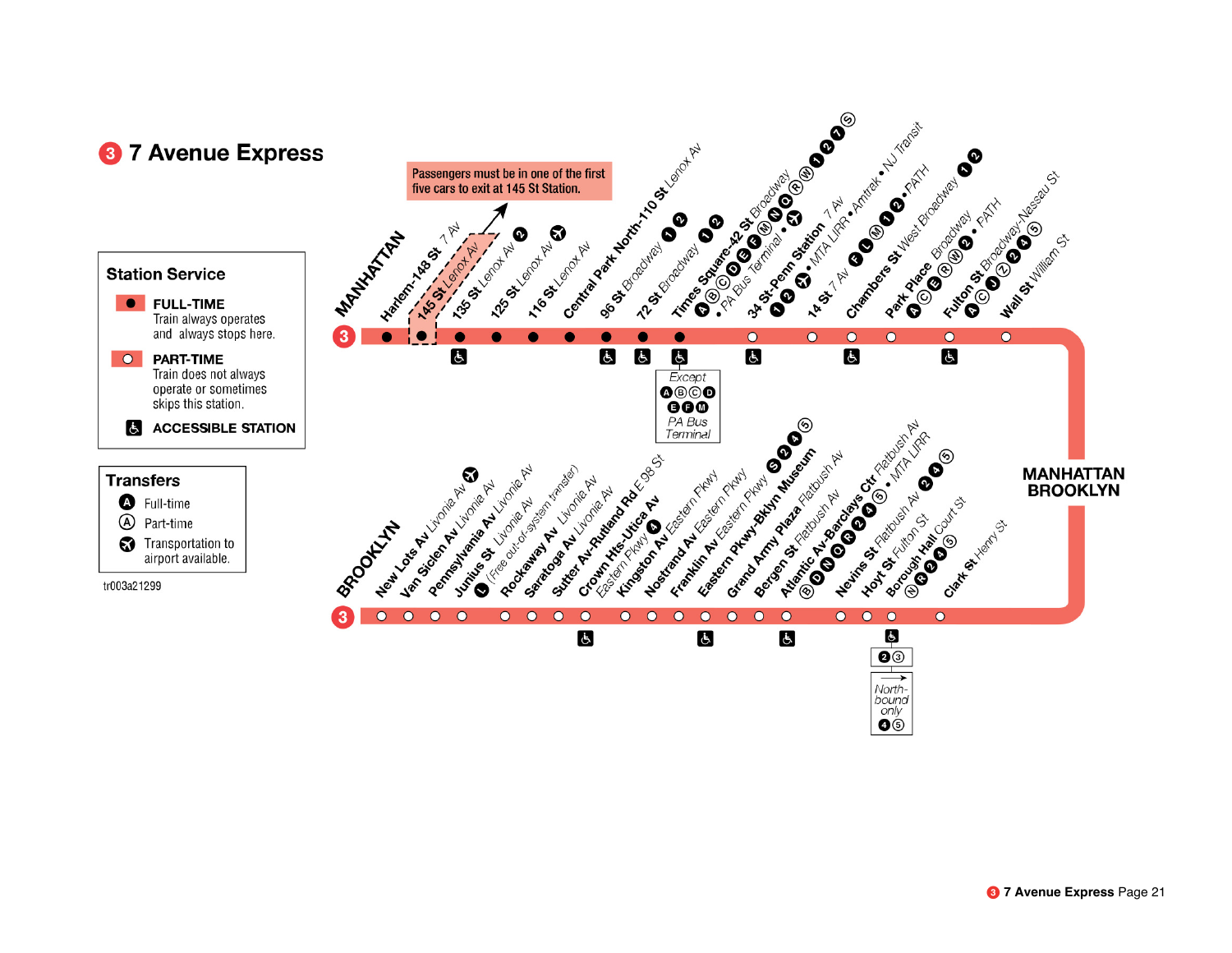# 3 7 Avenue Express

**Station Service**

- **FULL-TIME** — Train always operates and always stops here.
- **PART-TIME** — Train does not always operate or sometimes skips this station.
- **ACCESSIBLE STATION**

**Transfers**

- A Full-time
- Ⓐ Part-time
- ✈ Transportation to airport available.

tr003a21299

Passengers must be in one of the first five cars to exit at 145 St Station.

## MANHATTAN

| Station | Service | Transfers | Accessible |
|---|---|---|---|
| Harlem-148 St 7 Av | Full-time | | |
| 145 St Lenox Av | Full-time | | |
| 135 St Lenox Av | Full-time | 2 | ♿ |
| 125 St Lenox Av | Full-time | ✈ | |
| 116 St Lenox Av | Full-time | | |
| Central Park North-110 St Lenox Av | Full-time | | |
| 96 St Broadway | Full-time | 1 2 | ♿ |
| 72 St Broadway | Full-time | 1 2 | ♿ |
| Times Square-42 St Broadway | Full-time | A B C D E F M N Q R W 1 2 7 S • PA Bus Terminal • ✈ | ♿ Except A B C D E F M PA Bus Terminal |
| 34 St-Penn Station 7 Av | Part-time | 1 2 ✈ • MTA LIRR • Amtrak • NJ Transit | ♿ |
| 14 St 7 Av | Part-time | F L M 1 2 • PATH | |
| Chambers St West Broadway | Part-time | 1 2 | ♿ |
| Park Place Broadway | Part-time | A C E R W 2 • PATH | |
| Fulton St Broadway-Nassau St | Part-time | A C J Z 2 4 5 | ♿ |
| Wall St William St | Part-time | | |

## MANHATTAN / BROOKLYN

## BROOKLYN

| Station | Service | Transfers | Accessible |
|---|---|---|---|
| New Lots Av Livonia Av | Part-time | ✈ | |
| Van Siclen Av Livonia Av | Part-time | | |
| Pennsylvania Av Livonia Av | Part-time | | |
| Junius St Livonia Av | Part-time | L (Free out-of-system transfer) | |
| Rockaway Av Livonia Av | Part-time | | |
| Saratoga Av Livonia Av | Part-time | | |
| Sutter Av-Rutland Rd E 98 St | Part-time | | |
| Crown Hts-Utica Av Eastern Pkwy | Part-time | 4 | ♿ |
| Kingston Av Eastern Pkwy | Part-time | | |
| Nostrand Av Eastern Pkwy | Part-time | | |
| Franklin Av Eastern Pkwy | Part-time | S 2 4 5 | ♿ |
| Eastern Pkwy-Bklyn Museum | Part-time | | |
| Grand Army Plaza Flatbush Av | Part-time | | ♿ |
| Bergen St Flatbush Av | Part-time | | |
| Atlantic Av-Barclays Ctr Flatbush Av | Part-time | B D N Q R 2 4 5 • MTA LIRR | |
| Nevins St Flatbush Av | Part-time | 2 4 5 | |
| Hoyt St Fulton St | Part-time | | |
| Borough Hall Court St | Part-time | N R 2 4 5 | ♿ 2 3; Northbound only 4 5 |
| Clark St Henry St | Part-time | | |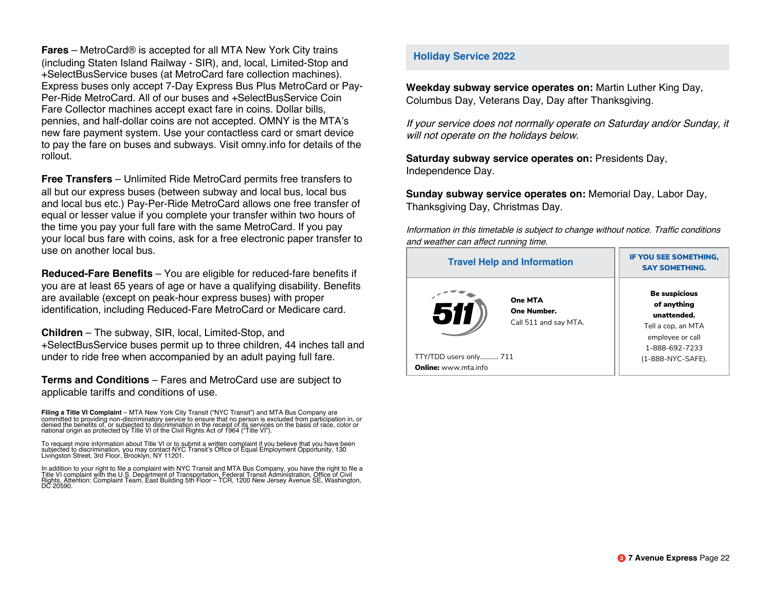**Fares** – MetroCard® is accepted for all MTA New York City trains (including Staten Island Railway - SIR), and, local, Limited-Stop and +SelectBusService buses (at MetroCard fare collection machines). Express buses only accept 7-Day Express Bus Plus MetroCard or Pay-Per-Ride MetroCard. All of our buses and +SelectBusService Coin Fare Collector machines accept exact fare in coins. Dollar bills, pennies, and half-dollar coins are not accepted. OMNY is the MTA's new fare payment system. Use your contactless card or smart device to pay the fare on buses and subways. Visit omny.info for details of the rollout.

**Free Transfers** – Unlimited Ride MetroCard permits free transfers to all but our express buses (between subway and local bus, local bus and local bus etc.) Pay-Per-Ride MetroCard allows one free transfer of equal or lesser value if you complete your transfer within two hours of the time you pay your full fare with the same MetroCard. If you pay your local bus fare with coins, ask for a free electronic paper transfer to use on another local bus.

**Reduced-Fare Benefits** – You are eligible for reduced-fare benefits if you are at least 65 years of age or have a qualifying disability. Benefits are available (except on peak-hour express buses) with proper identification, including Reduced-Fare MetroCard or Medicare card.

**Children** – The subway, SIR, local, Limited-Stop, and +SelectBusService buses permit up to three children, 44 inches tall and under to ride free when accompanied by an adult paying full fare.

**Terms and Conditions** – Fares and MetroCard use are subject to applicable tariffs and conditions of use.

**Filing a Title VI Complaint** – MTA New York City Transit ("NYC Transit") and MTA Bus Company are committed to providing non-discriminatory service to ensure that no person is excluded from participation in, or denied the benefits of, or subjected to discrimination in the receipt of its services on the basis of race, color or national origin as protected by Title VI of the Civil Rights Act of 1964 ("Title VI").

To request more information about Title VI or to submit a written complaint if you believe that you have been subjected to discrimination, you may contact NYC Transit's Office of Equal Employment Opportunity, 130 Livingston Street, 3rd Floor, Brooklyn, NY 11201.

In addition to your right to file a complaint with NYC Transit and MTA Bus Company, you have the right to file a Title VI complaint with the U.S. Department of Transportation, Federal Transit Administration, Office of Civil Rights, Attention: Complaint Team, East Building 5th Floor – TCR, 1200 New Jersey Avenue SE, Washington, DC 20590.

## Holiday Service 2022

**Weekday subway service operates on:** Martin Luther King Day, Columbus Day, Veterans Day, Day after Thanksgiving.

*If your service does not normally operate on Saturday and/or Sunday, it will not operate on the holidays below.*

**Saturday subway service operates on:** Presidents Day, Independence Day.

**Sunday subway service operates on:** Memorial Day, Labor Day, Thanksgiving Day, Christmas Day.

*Information in this timetable is subject to change without notice. Traffic conditions and weather can affect running time.*

### Travel Help and Information

511

**One MTA**
**One Number.**
Call 511 and say MTA.

TTY/TDD users only.......... 711
**Online:** www.mta.info

### IF YOU SEE SOMETHING, SAY SOMETHING.

**Be suspicious of anything unattended.**
Tell a cop, an MTA employee or call 1-888-692-7233 (1-888-NYC-SAFE).